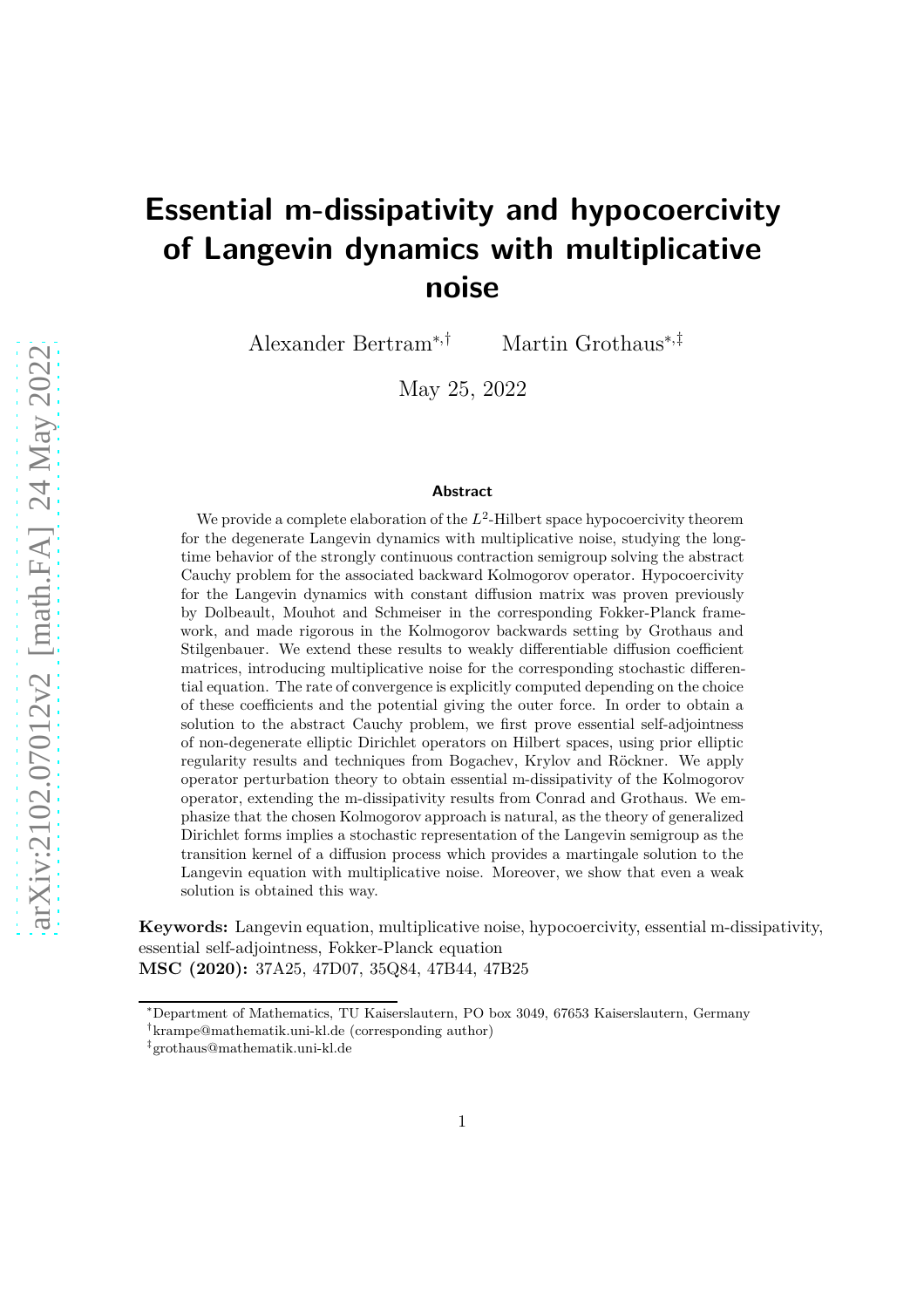# Essential m-dissipativity and hypocoercivity of Langevin dynamics with multiplicative noise

Alexander Bertram[*,†] Martin Grothaus[*,‡]

May 25, 2022

### Abstract

We provide a complete elaboration of the $L^2$-Hilbert space hypocoercivity theorem for the degenerate Langevin dynamics with multiplicative noise, studying the long-time behavior of the strongly continuous contraction semigroup solving the abstract Cauchy problem for the associated backward Kolmogorov operator. Hypocoercivity for the Langevin dynamics with constant diffusion matrix was proven previously by Dolbeault, Mouhot and Schmeiser in the corresponding Fokker-Planck framework, and made rigorous in the Kolmogorov backwards setting by Grothaus and Stilgenbauer. We extend these results to weakly differentiable diffusion coefficient matrices, introducing multiplicative noise for the corresponding stochastic differential equation. The rate of convergence is explicitly computed depending on the choice of these coefficients and the potential giving the outer force. In order to obtain a solution to the abstract Cauchy problem, we first prove essential self-adjointness of non-degenerate elliptic Dirichlet operators on Hilbert spaces, using prior elliptic regularity results and techniques from Bogachev, Krylov and Röckner. We apply operator perturbation theory to obtain essential m-dissipativity of the Kolmogorov operator, extending the m-dissipativity results from Conrad and Grothaus. We emphasize that the chosen Kolmogorov approach is natural, as the theory of generalized Dirichlet forms implies a stochastic representation of the Langevin semigroup as the transition kernel of a diffusion process which provides a martingale solution to the Langevin equation with multiplicative noise. Moreover, we show that even a weak solution is obtained this way.

**Keywords:** Langevin equation, multiplicative noise, hypocoercivity, essential m-dissipativity, essential self-adjointness, Fokker-Planck equation
**MSC (2020):** 37A25, 47D07, 35Q84, 47B44, 47B25

[*] Department of Mathematics, TU Kaiserslautern, PO box 3049, 67653 Kaiserslautern, Germany
[†] krampe@mathematik.uni-kl.de (corresponding author)
[‡] grothaus@mathematik.uni-kl.de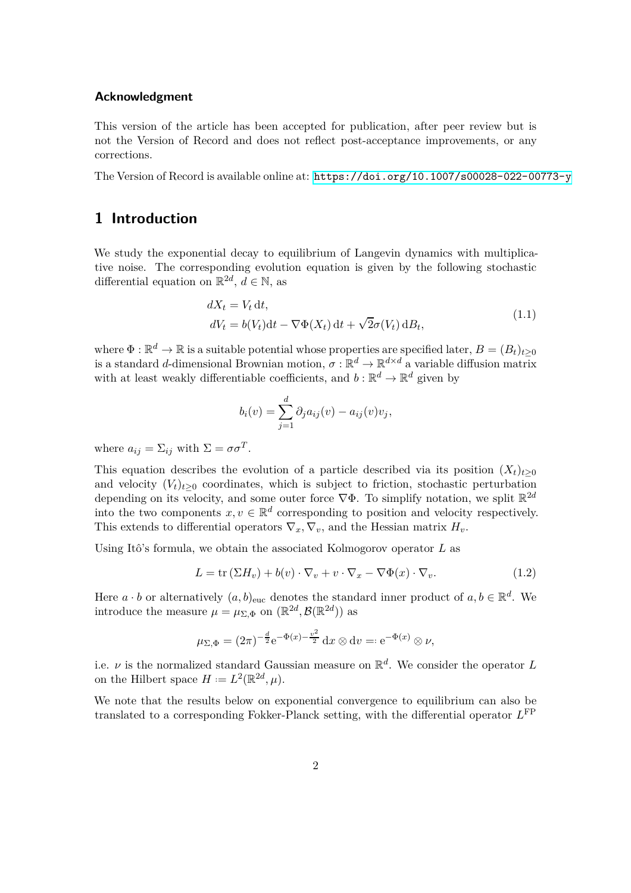#### Acknowledgment

This version of the article has been accepted for publication, after peer review but is not the Version of Record and does not reflect post-acceptance improvements, or any corrections.

The Version of Record is available online at: https://doi.org/10.1007/s00028-022-00773-y

## 1 Introduction

We study the exponential decay to equilibrium of Langevin dynamics with multiplicative noise. The corresponding evolution equation is given by the following stochastic differential equation on $\mathbb{R}^{2d}$, $d \in \mathbb{N}$, as

$$
\begin{aligned}
dX_t &= V_t \, \mathrm{d}t, \\
dV_t &= b(V_t)\mathrm{d}t - \nabla\Phi(X_t)\, \mathrm{d}t + \sqrt{2}\sigma(V_t)\, \mathrm{d}B_t,
\end{aligned}
\tag{1.1}
$$

where $\Phi : \mathbb{R}^d \to \mathbb{R}$ is a suitable potential whose properties are specified later, $B = (B_t)_{t\geq 0}$ is a standard $d$-dimensional Brownian motion, $\sigma : \mathbb{R}^d \to \mathbb{R}^{d\times d}$ a variable diffusion matrix with at least weakly differentiable coefficients, and $b : \mathbb{R}^d \to \mathbb{R}^d$ given by

$$
b_i(v) = \sum_{j=1}^{d} \partial_j a_{ij}(v) - a_{ij}(v)v_j,
$$

where $a_{ij} = \Sigma_{ij}$ with $\Sigma = \sigma\sigma^T$.

This equation describes the evolution of a particle described via its position $(X_t)_{t\geq 0}$ and velocity $(V_t)_{t\geq 0}$ coordinates, which is subject to friction, stochastic perturbation depending on its velocity, and some outer force $\nabla\Phi$. To simplify notation, we split $\mathbb{R}^{2d}$ into the two components $x, v \in \mathbb{R}^d$ corresponding to position and velocity respectively. This extends to differential operators $\nabla_x, \nabla_v$, and the Hessian matrix $H_v$.

Using Itô's formula, we obtain the associated Kolmogorov operator $L$ as

$$
L = \operatorname{tr}(\Sigma H_v) + b(v)\cdot\nabla_v + v\cdot\nabla_x - \nabla\Phi(x)\cdot\nabla_v.
\tag{1.2}
$$

Here $a \cdot b$ or alternatively $(a, b)_{\mathrm{euc}}$ denotes the standard inner product of $a, b \in \mathbb{R}^d$. We introduce the measure $\mu = \mu_{\Sigma,\Phi}$ on $(\mathbb{R}^{2d}, \mathcal{B}(\mathbb{R}^{2d}))$ as

$$
\mu_{\Sigma,\Phi} = (2\pi)^{-\frac{d}{2}} \mathrm{e}^{-\Phi(x)-\frac{v^2}{2}}\, \mathrm{d}x \otimes \mathrm{d}v =: \mathrm{e}^{-\Phi(x)} \otimes \nu,
$$

i.e. $\nu$ is the normalized standard Gaussian measure on $\mathbb{R}^d$. We consider the operator $L$ on the Hilbert space $H := L^2(\mathbb{R}^{2d}, \mu)$.

We note that the results below on exponential convergence to equilibrium can also be translated to a corresponding Fokker-Planck setting, with the differential operator $L^{\mathrm{FP}}$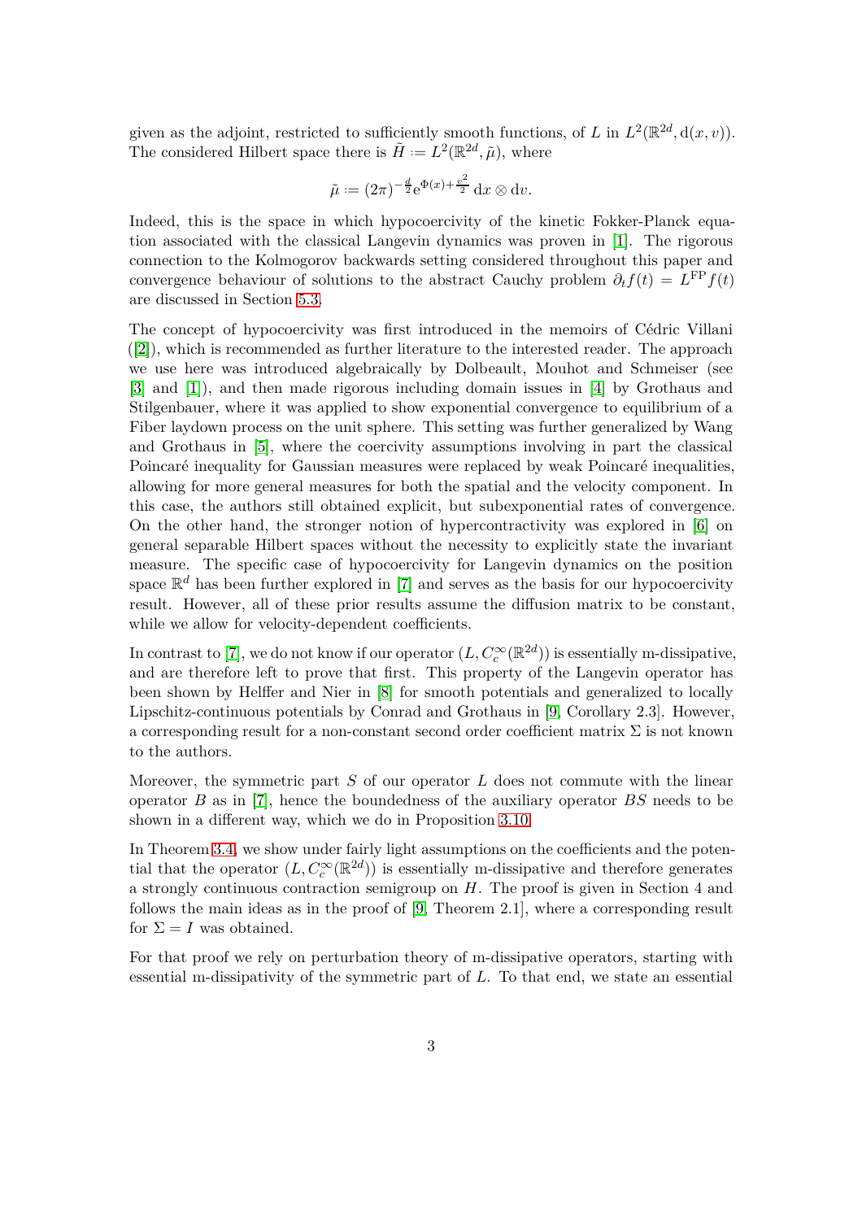given as the adjoint, restricted to sufficiently smooth functions, of $L$ in $L^2(\mathbb{R}^{2d}, \mathrm{d}(x,v))$. The considered Hilbert space there is $\tilde{H} := L^2(\mathbb{R}^{2d}, \tilde{\mu})$, where

$$\tilde{\mu} := (2\pi)^{-\frac{d}{2}} \mathrm{e}^{\Phi(x)+\frac{v^2}{2}} \,\mathrm{d}x \otimes \mathrm{d}v.$$

Indeed, this is the space in which hypocoercivity of the kinetic Fokker-Planck equation associated with the classical Langevin dynamics was proven in [1]. The rigorous connection to the Kolmogorov backwards setting considered throughout this paper and convergence behaviour of solutions to the abstract Cauchy problem $\partial_t f(t) = L^{\mathrm{FP}} f(t)$ are discussed in Section 5.3.

The concept of hypocoercivity was first introduced in the memoirs of Cédric Villani ([2]), which is recommended as further literature to the interested reader. The approach we use here was introduced algebraically by Dolbeault, Mouhot and Schmeiser (see [3] and [1]), and then made rigorous including domain issues in [4] by Grothaus and Stilgenbauer, where it was applied to show exponential convergence to equilibrium of a Fiber laydown process on the unit sphere. This setting was further generalized by Wang and Grothaus in [5], where the coercivity assumptions involving in part the classical Poincaré inequality for Gaussian measures were replaced by weak Poincaré inequalities, allowing for more general measures for both the spatial and the velocity component. In this case, the authors still obtained explicit, but subexponential rates of convergence. On the other hand, the stronger notion of hypercontractivity was explored in [6] on general separable Hilbert spaces without the necessity to explicitly state the invariant measure. The specific case of hypocoercivity for Langevin dynamics on the position space $\mathbb{R}^d$ has been further explored in [7] and serves as the basis for our hypocoercivity result. However, all of these prior results assume the diffusion matrix to be constant, while we allow for velocity-dependent coefficients.

In contrast to [7], we do not know if our operator $(L, C_c^\infty(\mathbb{R}^{2d}))$ is essentially m-dissipative, and are therefore left to prove that first. This property of the Langevin operator has been shown by Helffer and Nier in [8] for smooth potentials and generalized to locally Lipschitz-continuous potentials by Conrad and Grothaus in [9, Corollary 2.3]. However, a corresponding result for a non-constant second order coefficient matrix $\Sigma$ is not known to the authors.

Moreover, the symmetric part $S$ of our operator $L$ does not commute with the linear operator $B$ as in [7], hence the boundedness of the auxiliary operator $BS$ needs to be shown in a different way, which we do in Proposition 3.10.

In Theorem 3.4, we show under fairly light assumptions on the coefficients and the potential that the operator $(L, C_c^\infty(\mathbb{R}^{2d}))$ is essentially m-dissipative and therefore generates a strongly continuous contraction semigroup on $H$. The proof is given in Section 4 and follows the main ideas as in the proof of [9, Theorem 2.1], where a corresponding result for $\Sigma = I$ was obtained.

For that proof we rely on perturbation theory of m-dissipative operators, starting with essential m-dissipativity of the symmetric part of $L$. To that end, we state an essential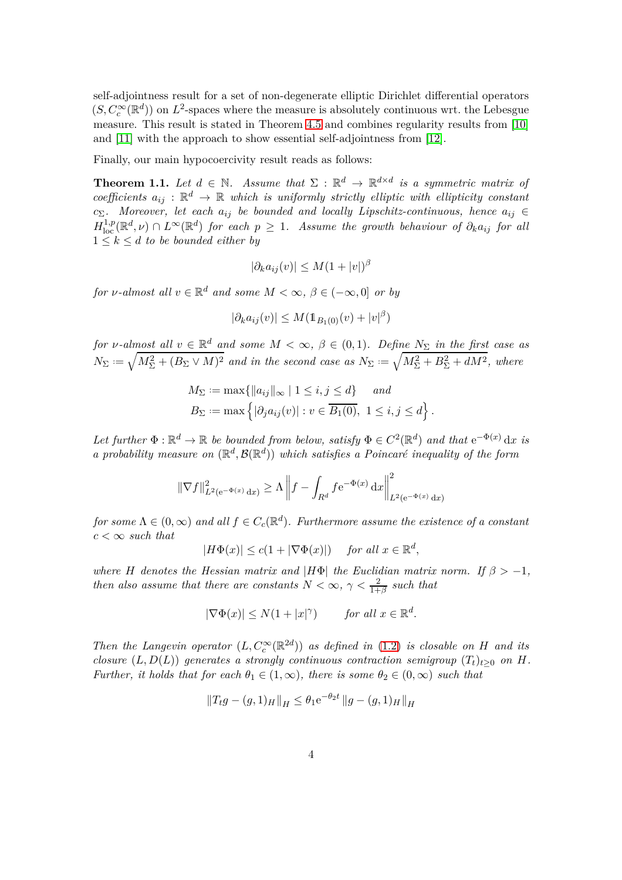self-adjointness result for a set of non-degenerate elliptic Dirichlet differential operators $(S, C_c^\infty(\mathbb{R}^d))$ on $L^2$-spaces where the measure is absolutely continuous wrt. the Lebesgue measure. This result is stated in Theorem 4.5 and combines regularity results from [10] and [11] with the approach to show essential self-adjointness from [12].

Finally, our main hypocoercivity result reads as follows:

**Theorem 1.1.** *Let $d \in \mathbb{N}$. Assume that $\Sigma : \mathbb{R}^d \to \mathbb{R}^{d\times d}$ is a symmetric matrix of coefficients $a_{ij} : \mathbb{R}^d \to \mathbb{R}$ which is uniformly strictly elliptic with ellipticity constant $c_\Sigma$. Moreover, let each $a_{ij}$ be bounded and locally Lipschitz-continuous, hence $a_{ij} \in H^{1,p}_{\mathrm{loc}}(\mathbb{R}^d, \nu) \cap L^\infty(\mathbb{R}^d)$ for each $p \geq 1$. Assume the growth behaviour of $\partial_k a_{ij}$ for all $1 \leq k \leq d$ to be bounded either by*

$$|\partial_k a_{ij}(v)| \leq M(1 + |v|)^\beta$$

*for $\nu$-almost all $v \in \mathbb{R}^d$ and some $M < \infty$, $\beta \in (-\infty, 0]$ or by*

$$|\partial_k a_{ij}(v)| \leq M(\mathbb{1}_{B_1(0)}(v) + |v|^\beta)$$

*for $\nu$-almost all $v \in \mathbb{R}^d$ and some $M < \infty$, $\beta \in (0, 1)$. Define $N_\Sigma$ in the first case as $N_\Sigma := \sqrt{M_\Sigma^2 + (B_\Sigma \vee M)^2}$ and in the second case as $N_\Sigma := \sqrt{M_\Sigma^2 + B_\Sigma^2 + dM^2}$, where*

$$M_\Sigma := \max\{\|a_{ij}\|_\infty \mid 1 \leq i, j \leq d\} \quad \text{ and}$$
$$B_\Sigma := \max\left\{|\partial_j a_{ij}(v)| : v \in \overline{B_1(0)},\ 1 \leq i, j \leq d\right\}.$$

*Let further $\Phi : \mathbb{R}^d \to \mathbb{R}$ be bounded from below, satisfy $\Phi \in C^2(\mathbb{R}^d)$ and that $\mathrm{e}^{-\Phi(x)}\,\mathrm{d}x$ is a probability measure on $(\mathbb{R}^d, \mathcal{B}(\mathbb{R}^d))$ which satisfies a Poincaré inequality of the form*

$$\|\nabla f\|^2_{L^2(\mathrm{e}^{-\Phi(x)}\,\mathrm{d}x)} \geq \Lambda \left\| f - \int_{R^d} f \mathrm{e}^{-\Phi(x)}\,\mathrm{d}x \right\|^2_{L^2(\mathrm{e}^{-\Phi(x)}\,\mathrm{d}x)}$$

*for some $\Lambda \in (0, \infty)$ and all $f \in C_c(\mathbb{R}^d)$. Furthermore assume the existence of a constant $c < \infty$ such that*

$$|H\Phi(x)| \leq c(1 + |\nabla\Phi(x)|) \quad \text{ for all } x \in \mathbb{R}^d,$$

*where $H$ denotes the Hessian matrix and $|H\Phi|$ the Euclidian matrix norm. If $\beta > -1$, then also assume that there are constants $N < \infty$, $\gamma < \frac{2}{1+\beta}$ such that*

$$|\nabla\Phi(x)| \leq N(1 + |x|^\gamma) \qquad \text{for all } x \in \mathbb{R}^d.$$

*Then the Langevin operator $(L, C_c^\infty(\mathbb{R}^{2d}))$ as defined in (1.2) is closable on $H$ and its closure $(L, D(L))$ generates a strongly continuous contraction semigroup $(T_t)_{t\geq 0}$ on $H$. Further, it holds that for each $\theta_1 \in (1, \infty)$, there is some $\theta_2 \in (0, \infty)$ such that*

$$\|T_t g - (g, 1)_H\|_H \leq \theta_1 \mathrm{e}^{-\theta_2 t} \|g - (g, 1)_H\|_H$$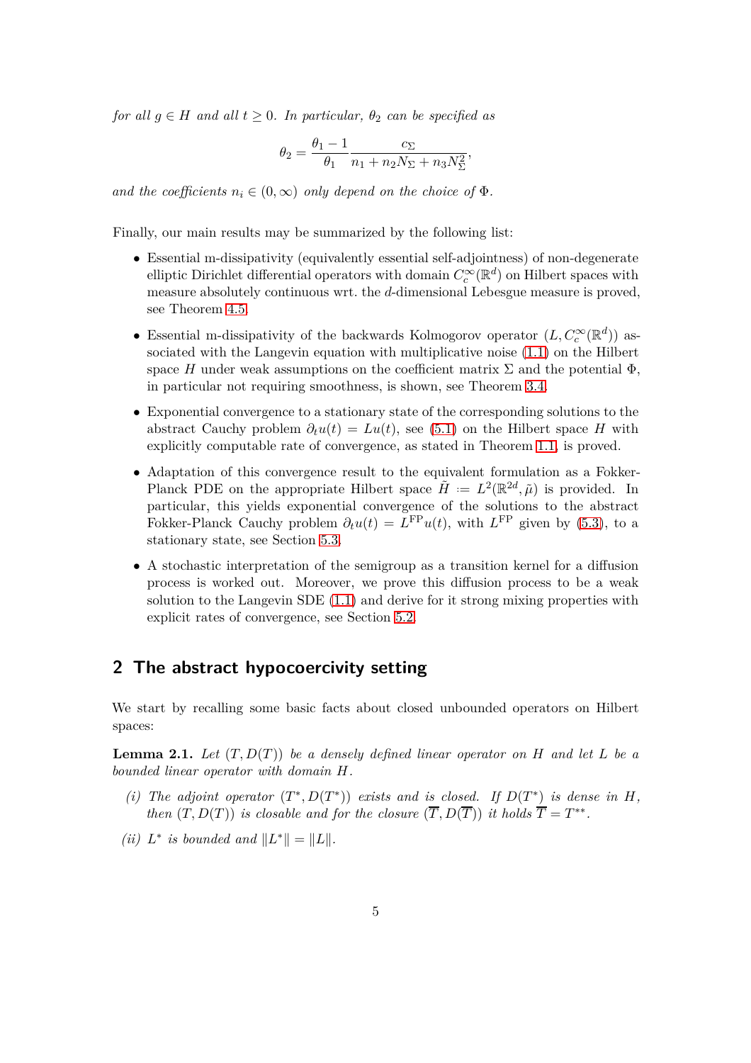*for all $g \in H$ and all $t \geq 0$. In particular, $\theta_2$ can be specified as*

$$\theta_2 = \frac{\theta_1 - 1}{\theta_1} \frac{c_\Sigma}{n_1 + n_2 N_\Sigma + n_3 N_\Sigma^2},$$

*and the coefficients $n_i \in (0, \infty)$ only depend on the choice of $\Phi$.*

Finally, our main results may be summarized by the following list:

- Essential m-dissipativity (equivalently essential self-adjointness) of non-degenerate elliptic Dirichlet differential operators with domain $C_c^\infty(\mathbb{R}^d)$ on Hilbert spaces with measure absolutely continuous wrt. the $d$-dimensional Lebesgue measure is proved, see Theorem 4.5.
- Essential m-dissipativity of the backwards Kolmogorov operator $(L, C_c^\infty(\mathbb{R}^d))$ associated with the Langevin equation with multiplicative noise (1.1) on the Hilbert space $H$ under weak assumptions on the coefficient matrix $\Sigma$ and the potential $\Phi$, in particular not requiring smoothness, is shown, see Theorem 3.4.
- Exponential convergence to a stationary state of the corresponding solutions to the abstract Cauchy problem $\partial_t u(t) = Lu(t)$, see (5.1) on the Hilbert space $H$ with explicitly computable rate of convergence, as stated in Theorem 1.1, is proved.
- Adaptation of this convergence result to the equivalent formulation as a Fokker-Planck PDE on the appropriate Hilbert space $\tilde{H} := L^2(\mathbb{R}^{2d}, \tilde{\mu})$ is provided. In particular, this yields exponential convergence of the solutions to the abstract Fokker-Planck Cauchy problem $\partial_t u(t) = L^{\mathrm{FP}} u(t)$, with $L^{\mathrm{FP}}$ given by (5.3), to a stationary state, see Section 5.3.
- A stochastic interpretation of the semigroup as a transition kernel for a diffusion process is worked out. Moreover, we prove this diffusion process to be a weak solution to the Langevin SDE (1.1) and derive for it strong mixing properties with explicit rates of convergence, see Section 5.2.

## 2 The abstract hypocoercivity setting

We start by recalling some basic facts about closed unbounded operators on Hilbert spaces:

**Lemma 2.1.** *Let $(T, D(T))$ be a densely defined linear operator on $H$ and let $L$ be a bounded linear operator with domain $H$.*

*(i) The adjoint operator $(T^*, D(T^*))$ exists and is closed. If $D(T^*)$ is dense in $H$, then $(T, D(T))$ is closable and for the closure $(\overline{T}, D(\overline{T}))$ it holds $\overline{T} = T^{**}$.*

*(ii) $L^*$ is bounded and $\|L^*\| = \|L\|$.*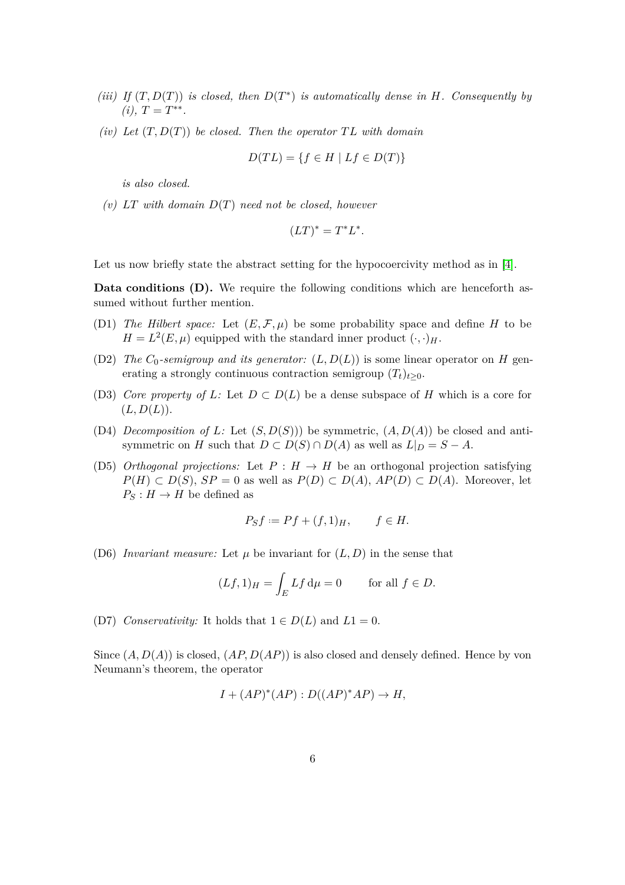*(iii) If $(T, D(T))$ is closed, then $D(T^*)$ is automatically dense in $H$. Consequently by (i), $T = T^{**}$.*

*(iv) Let $(T, D(T))$ be closed. Then the operator $TL$ with domain*

$$D(TL) = \{f \in H \mid Lf \in D(T)\}$$

*is also closed.*

*(v) $LT$ with domain $D(T)$ need not be closed, however*

$$(LT)^* = T^* L^*.$$

Let us now briefly state the abstract setting for the hypocoercivity method as in [4].

**Data conditions (D).** We require the following conditions which are henceforth assumed without further mention.

(D1) *The Hilbert space:* Let $(E, \mathcal{F}, \mu)$ be some probability space and define $H$ to be $H = L^2(E, \mu)$ equipped with the standard inner product $(\cdot, \cdot)_H$.

(D2) *The $C_0$-semigroup and its generator:* $(L, D(L))$ is some linear operator on $H$ generating a strongly continuous contraction semigroup $(T_t)_{t \geq 0}$.

(D3) *Core property of $L$:* Let $D \subset D(L)$ be a dense subspace of $H$ which is a core for $(L, D(L))$.

(D4) *Decomposition of $L$:* Let $(S, D(S)))$ be symmetric, $(A, D(A))$ be closed and antisymmetric on $H$ such that $D \subset D(S) \cap D(A)$ as well as $L|_D = S - A$.

(D5) *Orthogonal projections:* Let $P : H \to H$ be an orthogonal projection satisfying $P(H) \subset D(S)$, $SP = 0$ as well as $P(D) \subset D(A)$, $AP(D) \subset D(A)$. Moreover, let $P_S : H \to H$ be defined as

$$P_S f \coloneqq Pf + (f, 1)_H, \qquad f \in H.$$

(D6) *Invariant measure:* Let $\mu$ be invariant for $(L, D)$ in the sense that

$$(Lf, 1)_H = \int_E Lf \, \mathrm{d}\mu = 0 \qquad \text{for all } f \in D.$$

(D7) *Conservativity:* It holds that $1 \in D(L)$ and $L1 = 0$.

Since $(A, D(A))$ is closed, $(AP, D(AP))$ is also closed and densely defined. Hence by von Neumann's theorem, the operator

$$I + (AP)^*(AP) : D((AP)^*AP) \to H,$$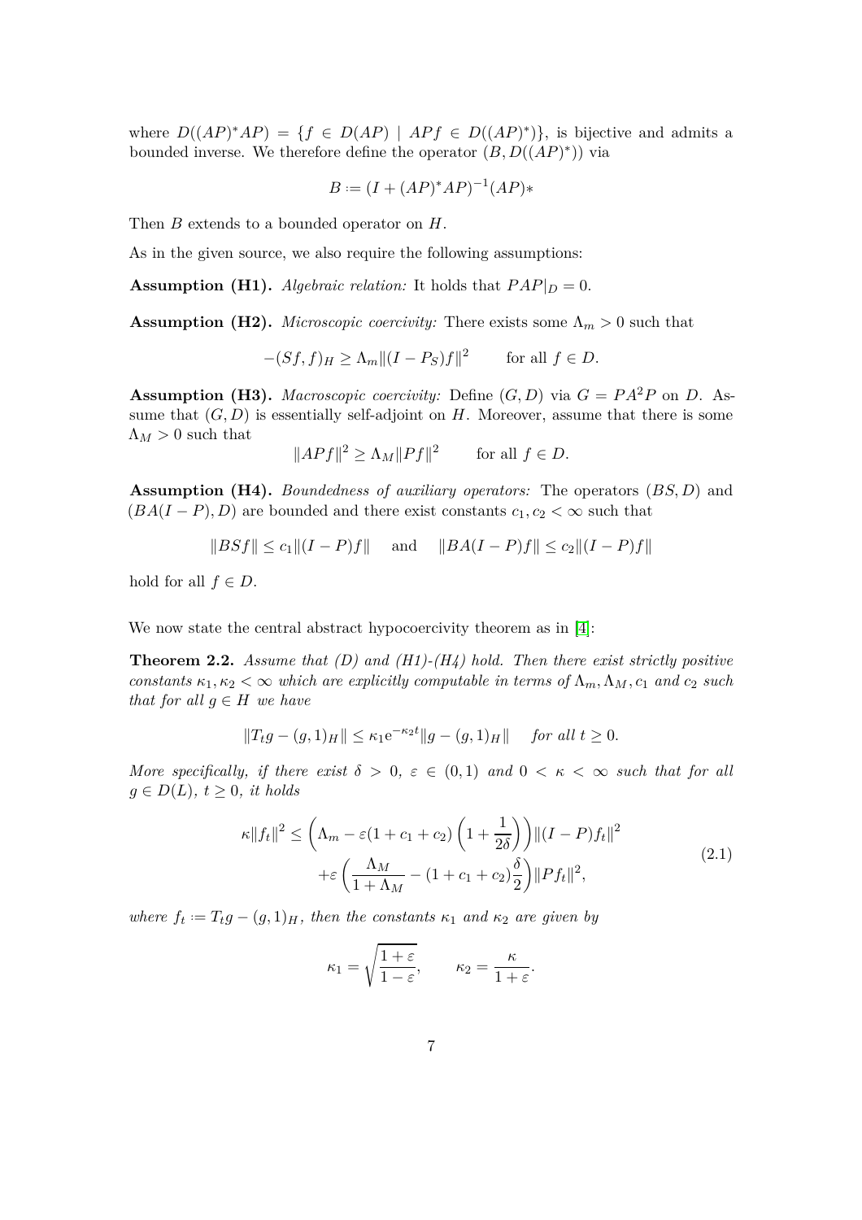where $D((AP)^*AP) = \{f \in D(AP) \mid APf \in D((AP)^*)\}$, is bijective and admits a bounded inverse. We therefore define the operator $(B, D((AP)^*))$ via

$$B := (I + (AP)^*AP)^{-1}(AP)*$$

Then $B$ extends to a bounded operator on $H$.

As in the given source, we also require the following assumptions:

**Assumption (H1).** *Algebraic relation:* It holds that $PAP|_D = 0$.

**Assumption (H2).** *Microscopic coercivity:* There exists some $\Lambda_m > 0$ such that

$$-(Sf, f)_H \geq \Lambda_m \|(I - P_S)f\|^2 \qquad \text{for all } f \in D.$$

**Assumption (H3).** *Macroscopic coercivity:* Define $(G, D)$ via $G = PA^2P$ on $D$. Assume that $(G, D)$ is essentially self-adjoint on $H$. Moreover, assume that there is some $\Lambda_M > 0$ such that

$$\|APf\|^2 \geq \Lambda_M \|Pf\|^2 \qquad \text{for all } f \in D.$$

**Assumption (H4).** *Boundedness of auxiliary operators:* The operators $(BS, D)$ and $(BA(I - P), D)$ are bounded and there exist constants $c_1, c_2 < \infty$ such that

$$\|BSf\| \leq c_1 \|(I - P)f\| \quad \text{ and } \quad \|BA(I - P)f\| \leq c_2 \|(I - P)f\|$$

hold for all $f \in D$.

We now state the central abstract hypocoercivity theorem as in [4]:

**Theorem 2.2.** *Assume that (D) and (H1)-(H4) hold. Then there exist strictly positive constants $\kappa_1, \kappa_2 < \infty$ which are explicitly computable in terms of $\Lambda_m, \Lambda_M, c_1$ and $c_2$ such that for all $g \in H$ we have*

$$\|T_t g - (g, 1)_H\| \leq \kappa_1 e^{-\kappa_2 t} \|g - (g, 1)_H\| \quad \text{for all } t \geq 0.$$

*More specifically, if there exist $\delta > 0$, $\varepsilon \in (0, 1)$ and $0 < \kappa < \infty$ such that for all $g \in D(L)$, $t \geq 0$, it holds*

$$\begin{aligned} \kappa \|f_t\|^2 \leq &\left( \Lambda_m - \varepsilon(1 + c_1 + c_2) \left(1 + \frac{1}{2\delta}\right) \right) \|(I - P)f_t\|^2 \\ &+ \varepsilon \left( \frac{\Lambda_M}{1 + \Lambda_M} - (1 + c_1 + c_2)\frac{\delta}{2} \right) \|Pf_t\|^2, \end{aligned} \tag{2.1}$$

*where $f_t := T_t g - (g, 1)_H$, then the constants $\kappa_1$ and $\kappa_2$ are given by*

$$\kappa_1 = \sqrt{\frac{1 + \varepsilon}{1 - \varepsilon}}, \qquad \kappa_2 = \frac{\kappa}{1 + \varepsilon}.$$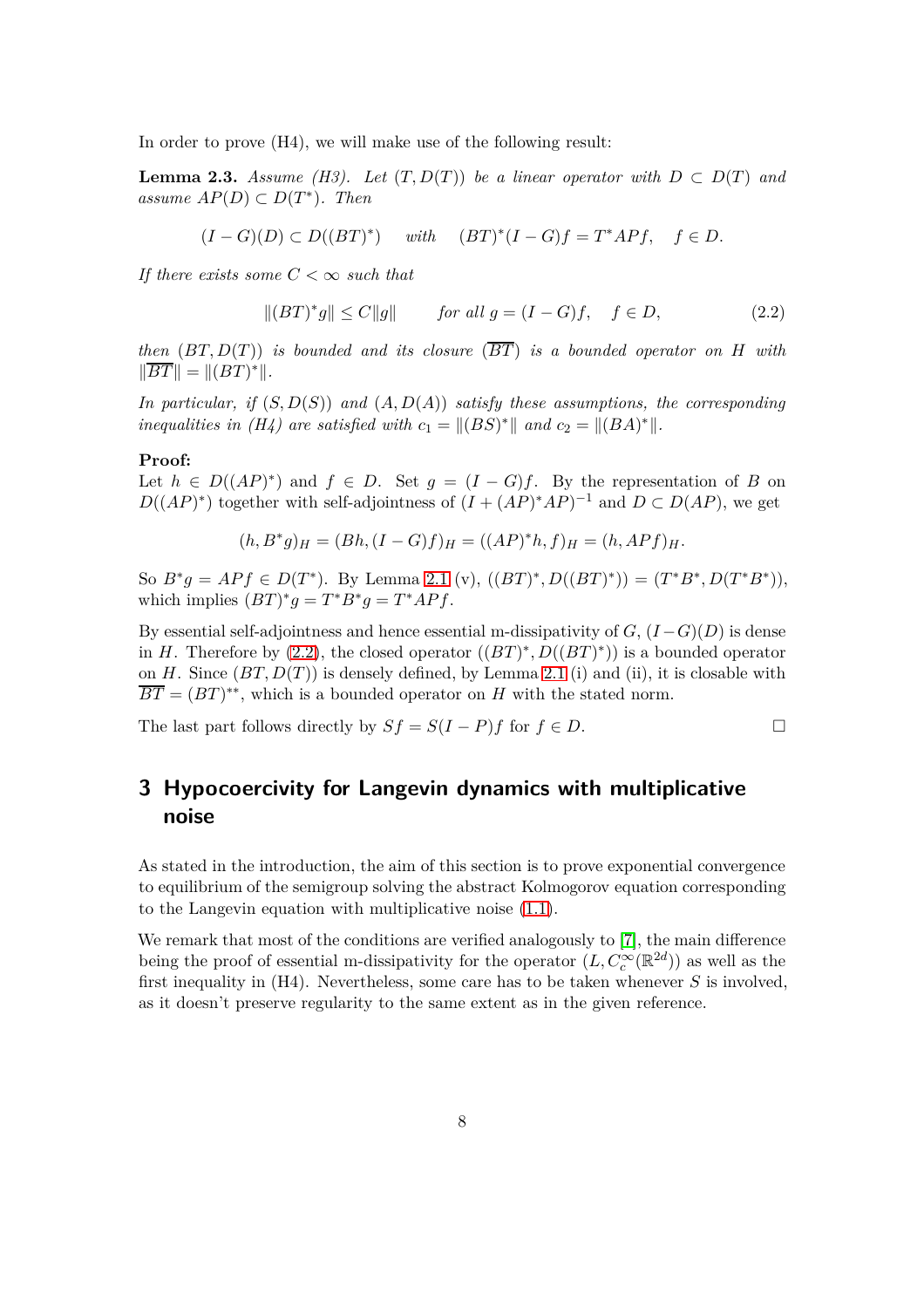In order to prove (H4), we will make use of the following result:

**Lemma 2.3.** *Assume (H3). Let $(T, D(T))$ be a linear operator with $D \subset D(T)$ and assume $AP(D) \subset D(T^*)$. Then*

$$(I - G)(D) \subset D((BT)^*) \quad \text{with} \quad (BT)^*(I - G)f = T^*APf, \quad f \in D.$$

*If there exists some $C < \infty$ such that*

$$\|(BT)^*g\| \leq C\|g\| \qquad \text{for all } g = (I - G)f, \quad f \in D, \tag{2.2}$$

*then $(BT, D(T))$ is bounded and its closure $(\overline{BT})$ is a bounded operator on $H$ with $\|\overline{BT}\| = \|(BT)^*\|$.*

*In particular, if $(S, D(S))$ and $(A, D(A))$ satisfy these assumptions, the corresponding inequalities in (H4) are satisfied with $c_1 = \|(BS)^*\|$ and $c_2 = \|(BA)^*\|$.*

**Proof:**
Let $h \in D((AP)^*)$ and $f \in D$. Set $g = (I - G)f$. By the representation of $B$ on $D((AP)^*)$ together with self-adjointness of $(I + (AP)^*AP)^{-1}$ and $D \subset D(AP)$, we get

$$(h, B^*g)_H = (Bh, (I - G)f)_H = ((AP)^*h, f)_H = (h, APf)_H.$$

So $B^*g = APf \in D(T^*)$. By Lemma 2.1 (v), $((BT)^*, D((BT)^*)) = (T^*B^*, D(T^*B^*))$, which implies $(BT)^*g = T^*B^*g = T^*APf$.

By essential self-adjointness and hence essential m-dissipativity of $G$, $(I - G)(D)$ is dense in $H$. Therefore by (2.2), the closed operator $((BT)^*, D((BT)^*))$ is a bounded operator on $H$. Since $(BT, D(T))$ is densely defined, by Lemma 2.1 (i) and (ii), it is closable with $\overline{BT} = (BT)^{**}$, which is a bounded operator on $H$ with the stated norm.

The last part follows directly by $Sf = S(I - P)f$ for $f \in D$. $\square$

# 3 Hypocoercivity for Langevin dynamics with multiplicative noise

As stated in the introduction, the aim of this section is to prove exponential convergence to equilibrium of the semigroup solving the abstract Kolmogorov equation corresponding to the Langevin equation with multiplicative noise (1.1).

We remark that most of the conditions are verified analogously to [7], the main difference being the proof of essential m-dissipativity for the operator $(L, C_c^\infty(\mathbb{R}^{2d}))$ as well as the first inequality in (H4). Nevertheless, some care has to be taken whenever $S$ is involved, as it doesn't preserve regularity to the same extent as in the given reference.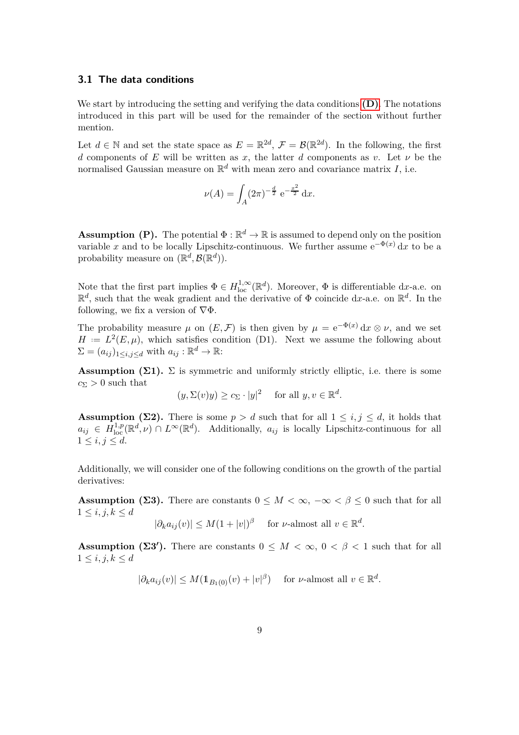### 3.1 The data conditions

We start by introducing the setting and verifying the data conditions **(D)**. The notations introduced in this part will be used for the remainder of the section without further mention.

Let $d \in \mathbb{N}$ and set the state space as $E = \mathbb{R}^{2d}$, $\mathcal{F} = \mathcal{B}(\mathbb{R}^{2d})$. In the following, the first $d$ components of $E$ will be written as $x$, the latter $d$ components as $v$. Let $\nu$ be the normalised Gaussian measure on $\mathbb{R}^d$ with mean zero and covariance matrix $I$, i.e.

$$\nu(A) = \int_A (2\pi)^{-\frac{d}{2}} \,\mathrm{e}^{-\frac{x^2}{2}} \,\mathrm{d}x.$$

**Assumption (P).** The potential $\Phi : \mathbb{R}^d \to \mathbb{R}$ is assumed to depend only on the position variable $x$ and to be locally Lipschitz-continuous. We further assume $\mathrm{e}^{-\Phi(x)}\,\mathrm{d}x$ to be a probability measure on $(\mathbb{R}^d, \mathcal{B}(\mathbb{R}^d))$.

Note that the first part implies $\Phi \in H^{1,\infty}_{\mathrm{loc}}(\mathbb{R}^d)$. Moreover, $\Phi$ is differentiable $\mathrm{d}x$-a.e. on $\mathbb{R}^d$, such that the weak gradient and the derivative of $\Phi$ coincide $\mathrm{d}x$-a.e. on $\mathbb{R}^d$. In the following, we fix a version of $\nabla\Phi$.

The probability measure $\mu$ on $(E, \mathcal{F})$ is then given by $\mu = \mathrm{e}^{-\Phi(x)}\,\mathrm{d}x \otimes \nu$, and we set $H := L^2(E, \mu)$, which satisfies condition (D1). Next we assume the following about $\Sigma = (a_{ij})_{1 \le i,j \le d}$ with $a_{ij} : \mathbb{R}^d \to \mathbb{R}$:

**Assumption (Σ1).** $\Sigma$ is symmetric and uniformly strictly elliptic, i.e. there is some $c_\Sigma > 0$ such that

$$(y, \Sigma(v)y) \ge c_\Sigma \cdot |y|^2 \quad \text{for all } y, v \in \mathbb{R}^d.$$

**Assumption (Σ2).** There is some $p > d$ such that for all $1 \le i, j \le d$, it holds that $a_{ij} \in H^{1,p}_{\mathrm{loc}}(\mathbb{R}^d, \nu) \cap L^\infty(\mathbb{R}^d)$. Additionally, $a_{ij}$ is locally Lipschitz-continuous for all $1 \le i, j \le d$.

Additionally, we will consider one of the following conditions on the growth of the partial derivatives:

**Assumption (Σ3).** There are constants $0 \le M < \infty$, $-\infty < \beta \le 0$ such that for all $1 \le i, j, k \le d$

$$|\partial_k a_{ij}(v)| \le M(1 + |v|)^\beta \quad \text{for } \nu\text{-almost all } v \in \mathbb{R}^d.$$

**Assumption (Σ3′).** There are constants $0 \le M < \infty$, $0 < \beta < 1$ such that for all $1 \le i, j, k \le d$

$$|\partial_k a_{ij}(v)| \le M(\mathbb{1}_{B_1(0)}(v) + |v|^\beta) \quad \text{for } \nu\text{-almost all } v \in \mathbb{R}^d.$$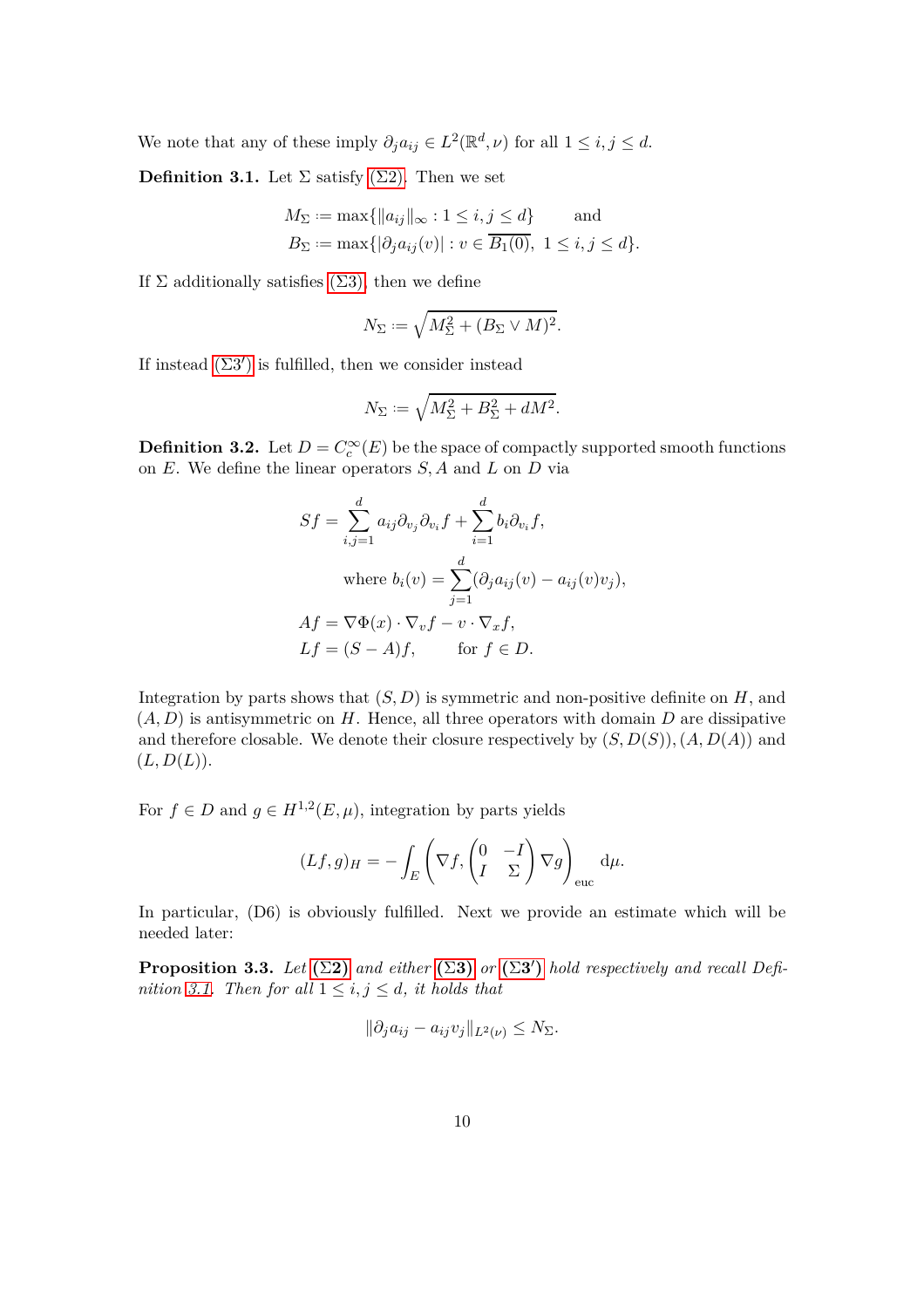We note that any of these imply $\partial_j a_{ij} \in L^2(\mathbb{R}^d, \nu)$ for all $1 \le i, j \le d$.

**Definition 3.1.** Let $\Sigma$ satisfy (Σ2). Then we set

$$M_\Sigma := \max\{\|a_{ij}\|_\infty : 1 \le i, j \le d\} \qquad \text{and}$$
$$B_\Sigma := \max\{|\partial_j a_{ij}(v)| : v \in \overline{B_1(0)},\ 1 \le i, j \le d\}.$$

If $\Sigma$ additionally satisfies (Σ3), then we define

$$N_\Sigma := \sqrt{M_\Sigma^2 + (B_\Sigma \vee M)^2}.$$

If instead (Σ3′) is fulfilled, then we consider instead

$$N_\Sigma := \sqrt{M_\Sigma^2 + B_\Sigma^2 + dM^2}.$$

**Definition 3.2.** Let $D = C_c^\infty(E)$ be the space of compactly supported smooth functions on $E$. We define the linear operators $S, A$ and $L$ on $D$ via

$$
\begin{aligned}
Sf &= \sum_{i,j=1}^{d} a_{ij} \partial_{v_j} \partial_{v_i} f + \sum_{i=1}^{d} b_i \partial_{v_i} f, \\
&\qquad \text{where } b_i(v) = \sum_{j=1}^{d} (\partial_j a_{ij}(v) - a_{ij}(v) v_j), \\
Af &= \nabla \Phi(x) \cdot \nabla_v f - v \cdot \nabla_x f, \\
Lf &= (S - A) f, \qquad \text{for } f \in D.
\end{aligned}
$$

Integration by parts shows that $(S, D)$ is symmetric and non-positive definite on $H$, and $(A, D)$ is antisymmetric on $H$. Hence, all three operators with domain $D$ are dissipative and therefore closable. We denote their closure respectively by $(S, D(S)), (A, D(A))$ and $(L, D(L))$.

For $f \in D$ and $g \in H^{1,2}(E, \mu)$, integration by parts yields

$$(Lf, g)_H = -\int_E \left( \nabla f, \begin{pmatrix} 0 & -I \\ I & \Sigma \end{pmatrix} \nabla g \right)_{\text{euc}} \mathrm{d}\mu.$$

In particular, (D6) is obviously fulfilled. Next we provide an estimate which will be needed later:

**Proposition 3.3.** *Let* **(Σ2)** *and either* **(Σ3)** *or* **(Σ3′)** *hold respectively and recall Definition 3.1. Then for all $1 \le i, j \le d$, it holds that*

$$\|\partial_j a_{ij} - a_{ij} v_j\|_{L^2(\nu)} \le N_\Sigma.$$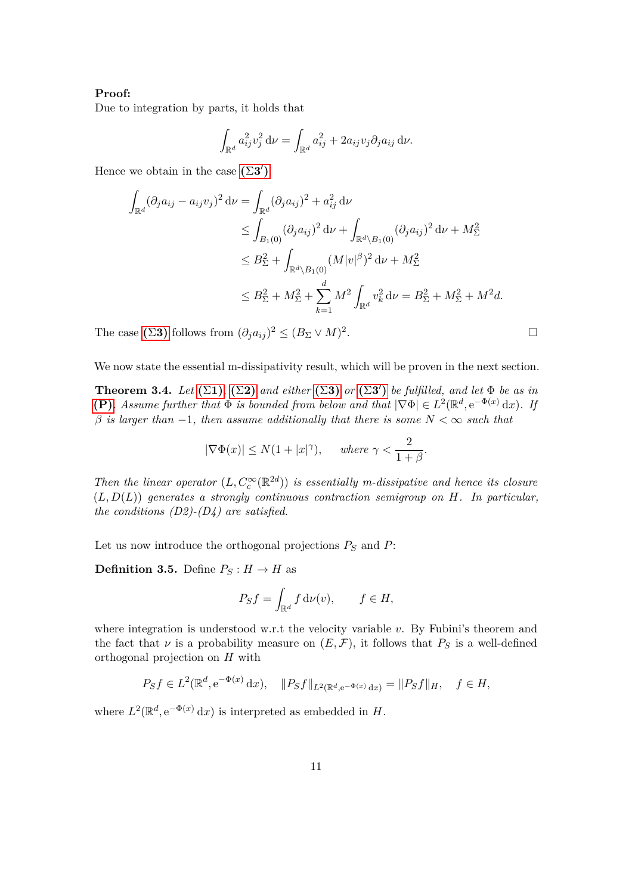**Proof:**
Due to integration by parts, it holds that

$$\int_{\mathbb{R}^d} a_{ij}^2 v_j^2 \, \mathrm{d}\nu = \int_{\mathbb{R}^d} a_{ij}^2 + 2a_{ij} v_j \partial_j a_{ij} \, \mathrm{d}\nu.$$

Hence we obtain in the case **(Σ3′)**

$$\begin{aligned}
\int_{\mathbb{R}^d} (\partial_j a_{ij} - a_{ij} v_j)^2 \, \mathrm{d}\nu &= \int_{\mathbb{R}^d} (\partial_j a_{ij})^2 + a_{ij}^2 \, \mathrm{d}\nu \\
&\leq \int_{B_1(0)} (\partial_j a_{ij})^2 \, \mathrm{d}\nu + \int_{\mathbb{R}^d \setminus B_1(0)} (\partial_j a_{ij})^2 \, \mathrm{d}\nu + M_\Sigma^2 \\
&\leq B_\Sigma^2 + \int_{\mathbb{R}^d \setminus B_1(0)} (M|v|^\beta)^2 \, \mathrm{d}\nu + M_\Sigma^2 \\
&\leq B_\Sigma^2 + M_\Sigma^2 + \sum_{k=1}^d M^2 \int_{\mathbb{R}^d} v_k^2 \, \mathrm{d}\nu = B_\Sigma^2 + M_\Sigma^2 + M^2 d.
\end{aligned}$$

The case **(Σ3)** follows from $(\partial_j a_{ij})^2 \leq (B_\Sigma \vee M)^2$. □

We now state the essential m-dissipativity result, which will be proven in the next section.

**Theorem 3.4.** *Let* **(Σ1)**, **(Σ2)** *and either* **(Σ3)** *or* **(Σ3′)** *be fulfilled, and let* $\Phi$ *be as in* **(P)**. *Assume further that* $\Phi$ *is bounded from below and that* $|\nabla \Phi| \in L^2(\mathbb{R}^d, \mathrm{e}^{-\Phi(x)} \, \mathrm{d}x)$. *If* $\beta$ *is larger than* $-1$, *then assume additionally that there is some* $N < \infty$ *such that*

$$|\nabla \Phi(x)| \leq N(1 + |x|^\gamma), \qquad \textit{where } \gamma < \frac{2}{1+\beta}.$$

*Then the linear operator* $(L, C_c^\infty(\mathbb{R}^{2d}))$ *is essentially m-dissipative and hence its closure* $(L, D(L))$ *generates a strongly continuous contraction semigroup on* $H$. *In particular, the conditions (D2)-(D4) are satisfied.*

Let us now introduce the orthogonal projections $P_S$ and $P$:

**Definition 3.5.** Define $P_S : H \to H$ as

$$P_S f = \int_{\mathbb{R}^d} f \, \mathrm{d}\nu(v), \qquad f \in H,$$

where integration is understood w.r.t the velocity variable $v$. By Fubini's theorem and the fact that $\nu$ is a probability measure on $(E, \mathcal{F})$, it follows that $P_S$ is a well-defined orthogonal projection on $H$ with

$$P_S f \in L^2(\mathbb{R}^d, \mathrm{e}^{-\Phi(x)} \, \mathrm{d}x), \quad \|P_S f\|_{L^2(\mathbb{R}^d, \mathrm{e}^{-\Phi(x)} \, \mathrm{d}x)} = \|P_S f\|_H, \quad f \in H,$$

where $L^2(\mathbb{R}^d, \mathrm{e}^{-\Phi(x)} \, \mathrm{d}x)$ is interpreted as embedded in $H$.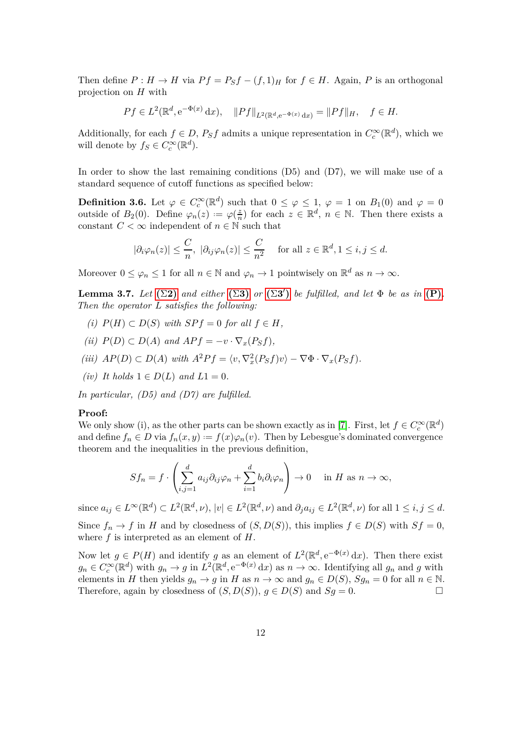Then define $P : H \to H$ via $Pf = P_S f - (f, 1)_H$ for $f \in H$. Again, $P$ is an orthogonal projection on $H$ with

$$Pf \in L^2(\mathbb{R}^d, \mathrm{e}^{-\Phi(x)}\,\mathrm{d}x), \quad \|Pf\|_{L^2(\mathbb{R}^d, \mathrm{e}^{-\Phi(x)}\,\mathrm{d}x)} = \|Pf\|_H, \quad f \in H.$$

Additionally, for each $f \in D$, $P_S f$ admits a unique representation in $C_c^\infty(\mathbb{R}^d)$, which we will denote by $f_S \in C_c^\infty(\mathbb{R}^d)$.

In order to show the last remaining conditions (D5) and (D7), we will make use of a standard sequence of cutoff functions as specified below:

**Definition 3.6.** Let $\varphi \in C_c^\infty(\mathbb{R}^d)$ such that $0 \le \varphi \le 1$, $\varphi = 1$ on $B_1(0)$ and $\varphi = 0$ outside of $B_2(0)$. Define $\varphi_n(z) := \varphi(\frac{z}{n})$ for each $z \in \mathbb{R}^d$, $n \in \mathbb{N}$. Then there exists a constant $C < \infty$ independent of $n \in \mathbb{N}$ such that

$$|\partial_i \varphi_n(z)| \le \frac{C}{n}, \; |\partial_{ij} \varphi_n(z)| \le \frac{C}{n^2} \quad \text{for all } z \in \mathbb{R}^d, 1 \le i, j \le d.$$

Moreover $0 \le \varphi_n \le 1$ for all $n \in \mathbb{N}$ and $\varphi_n \to 1$ pointwisely on $\mathbb{R}^d$ as $n \to \infty$.

**Lemma 3.7.** *Let* **(Σ2)** *and either* **(Σ3)** *or* **(Σ3′)** *be fulfilled, and let* $\Phi$ *be as in* **(P)**. *Then the operator* $L$ *satisfies the following:*

*(i)* $P(H) \subset D(S)$ *with* $SPf = 0$ *for all* $f \in H$,

*(ii)* $P(D) \subset D(A)$ *and* $APf = -v \cdot \nabla_x (P_S f)$,

*(iii)* $AP(D) \subset D(A)$ *with* $A^2 Pf = \langle v, \nabla_x^2 (P_S f) v \rangle - \nabla \Phi \cdot \nabla_x (P_S f)$.

*(iv) It holds* $1 \in D(L)$ *and* $L1 = 0$.

*In particular, (D5) and (D7) are fulfilled.*

**Proof:**
We only show (i), as the other parts can be shown exactly as in [7]. First, let $f \in C_c^\infty(\mathbb{R}^d)$ and define $f_n \in D$ via $f_n(x, y) := f(x)\varphi_n(v)$. Then by Lebesgue's dominated convergence theorem and the inequalities in the previous definition,

$$Sf_n = f \cdot \left( \sum_{i,j=1}^d a_{ij} \partial_{ij} \varphi_n + \sum_{i=1}^d b_i \partial_i \varphi_n \right) \to 0 \quad \text{in } H \text{ as } n \to \infty,$$

since $a_{ij} \in L^\infty(\mathbb{R}^d) \subset L^2(\mathbb{R}^d, \nu)$, $|v| \in L^2(\mathbb{R}^d, \nu)$ and $\partial_j a_{ij} \in L^2(\mathbb{R}^d, \nu)$ for all $1 \le i, j \le d$.

Since $f_n \to f$ in $H$ and by closedness of $(S, D(S))$, this implies $f \in D(S)$ with $Sf = 0$, where $f$ is interpreted as an element of $H$.

Now let $g \in P(H)$ and identify $g$ as an element of $L^2(\mathbb{R}^d, \mathrm{e}^{-\Phi(x)}\,\mathrm{d}x)$. Then there exist $g_n \in C_c^\infty(\mathbb{R}^d)$ with $g_n \to g$ in $L^2(\mathbb{R}^d, \mathrm{e}^{-\Phi(x)}\,\mathrm{d}x)$ as $n \to \infty$. Identifying all $g_n$ and $g$ with elements in $H$ then yields $g_n \to g$ in $H$ as $n \to \infty$ and $g_n \in D(S)$, $Sg_n = 0$ for all $n \in \mathbb{N}$. Therefore, again by closedness of $(S, D(S))$, $g \in D(S)$ and $Sg = 0$. □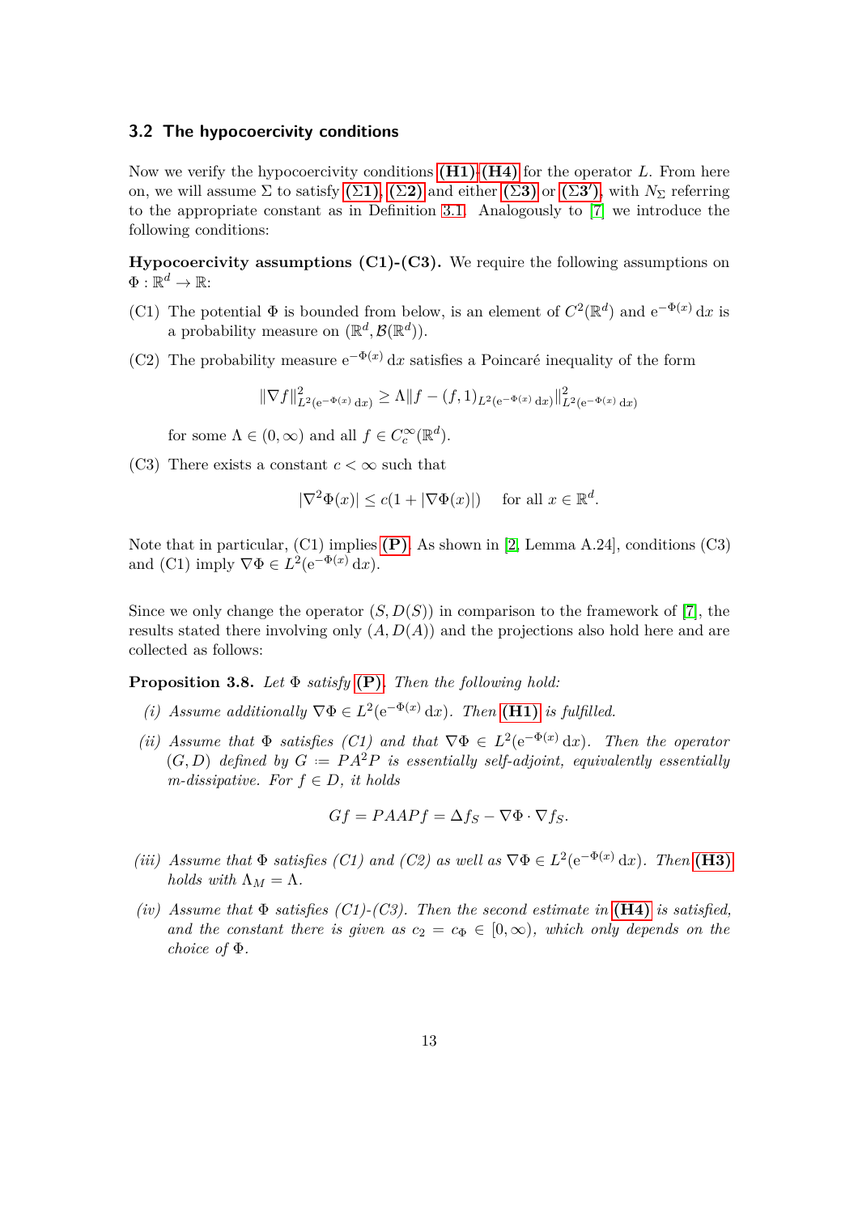### 3.2 The hypocoercivity conditions

Now we verify the hypocoercivity conditions **(H1)**-**(H4)** for the operator $L$. From here on, we will assume $\Sigma$ to satisfy **($\Sigma$1)**, **($\Sigma$2)** and either **($\Sigma$3)** or **($\Sigma$3′)**, with $N_\Sigma$ referring to the appropriate constant as in Definition 3.1. Analogously to [7] we introduce the following conditions:

**Hypocoercivity assumptions (C1)-(C3).** We require the following assumptions on $\Phi : \mathbb{R}^d \to \mathbb{R}$:

(C1) The potential $\Phi$ is bounded from below, is an element of $C^2(\mathbb{R}^d)$ and $\mathrm{e}^{-\Phi(x)}\,\mathrm{d}x$ is a probability measure on $(\mathbb{R}^d, \mathcal{B}(\mathbb{R}^d))$.

(C2) The probability measure $\mathrm{e}^{-\Phi(x)}\,\mathrm{d}x$ satisfies a Poincaré inequality of the form

$$\|\nabla f\|^2_{L^2(\mathrm{e}^{-\Phi(x)}\,\mathrm{d}x)} \geq \Lambda \|f - (f,1)_{L^2(\mathrm{e}^{-\Phi(x)}\,\mathrm{d}x)}\|^2_{L^2(\mathrm{e}^{-\Phi(x)}\,\mathrm{d}x)}$$

for some $\Lambda \in (0,\infty)$ and all $f \in C_c^\infty(\mathbb{R}^d)$.

(C3) There exists a constant $c < \infty$ such that

$$|\nabla^2 \Phi(x)| \leq c(1 + |\nabla \Phi(x)|) \quad \text{for all } x \in \mathbb{R}^d.$$

Note that in particular, (C1) implies **(P)**. As shown in [2, Lemma A.24], conditions (C3) and (C1) imply $\nabla\Phi \in L^2(\mathrm{e}^{-\Phi(x)}\,\mathrm{d}x)$.

Since we only change the operator $(S, D(S))$ in comparison to the framework of [7], the results stated there involving only $(A, D(A))$ and the projections also hold here and are collected as follows:

**Proposition 3.8.** *Let $\Phi$ satisfy* **(P)**. *Then the following hold:*

*(i) Assume additionally $\nabla\Phi \in L^2(\mathrm{e}^{-\Phi(x)}\,\mathrm{d}x)$. Then* **(H1)** *is fulfilled.*

*(ii) Assume that $\Phi$ satisfies (C1) and that $\nabla\Phi \in L^2(\mathrm{e}^{-\Phi(x)}\,\mathrm{d}x)$. Then the operator $(G, D)$ defined by $G := PA^2P$ is essentially self-adjoint, equivalently essentially m-dissipative. For $f \in D$, it holds*

$$Gf = PAAPf = \Delta f_S - \nabla\Phi \cdot \nabla f_S.$$

*(iii) Assume that $\Phi$ satisfies (C1) and (C2) as well as $\nabla\Phi \in L^2(\mathrm{e}^{-\Phi(x)}\,\mathrm{d}x)$. Then* **(H3)** *holds with $\Lambda_M = \Lambda$.*

*(iv) Assume that $\Phi$ satisfies (C1)-(C3). Then the second estimate in* **(H4)** *is satisfied, and the constant there is given as $c_2 = c_\Phi \in [0,\infty)$, which only depends on the choice of $\Phi$.*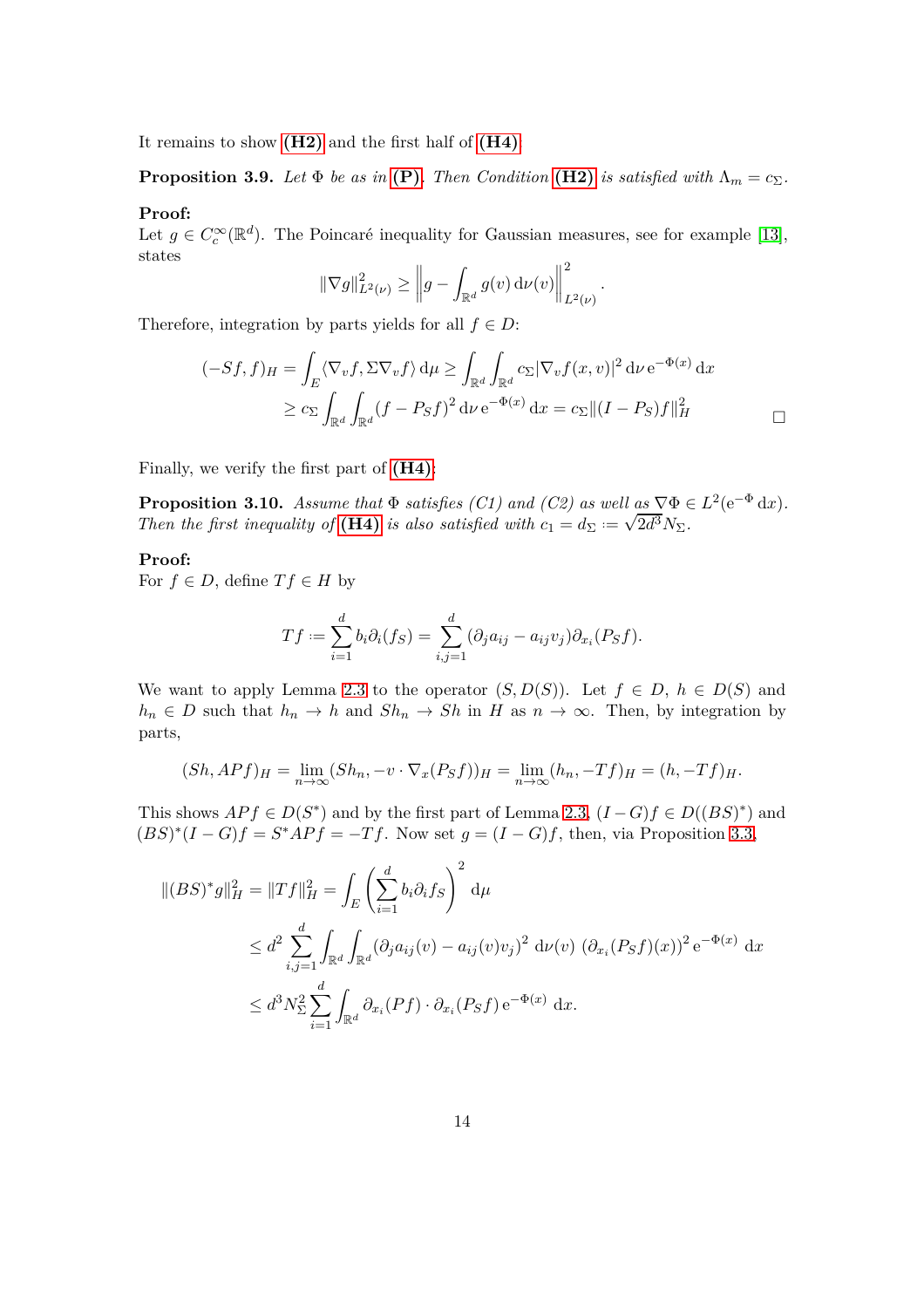It remains to show **(H2)** and the first half of **(H4)**.

**Proposition 3.9.** *Let $\Phi$ be as in* **(P)**. *Then Condition* **(H2)** *is satisfied with $\Lambda_m = c_\Sigma$.*

**Proof:**
Let $g \in C_c^\infty(\mathbb{R}^d)$. The Poincaré inequality for Gaussian measures, see for example [13], states

$$\|\nabla g\|_{L^2(\nu)}^2 \geq \left\| g - \int_{\mathbb{R}^d} g(v)\,\mathrm{d}\nu(v) \right\|_{L^2(\nu)}^2.$$

Therefore, integration by parts yields for all $f \in D$:

$$\begin{aligned}
(-Sf, f)_H &= \int_E \langle \nabla_v f, \Sigma \nabla_v f \rangle \,\mathrm{d}\mu \geq \int_{\mathbb{R}^d} \int_{\mathbb{R}^d} c_\Sigma |\nabla_v f(x,v)|^2 \,\mathrm{d}\nu \,\mathrm{e}^{-\Phi(x)} \,\mathrm{d}x \\
&\geq c_\Sigma \int_{\mathbb{R}^d} \int_{\mathbb{R}^d} (f - P_S f)^2 \,\mathrm{d}\nu \,\mathrm{e}^{-\Phi(x)} \,\mathrm{d}x = c_\Sigma \|(I - P_S) f\|_H^2
\end{aligned}$$

□

Finally, we verify the first part of **(H4)**:

**Proposition 3.10.** *Assume that $\Phi$ satisfies (C1) and (C2) as well as $\nabla \Phi \in L^2(\mathrm{e}^{-\Phi}\,\mathrm{d}x)$. Then the first inequality of* **(H4)** *is also satisfied with $c_1 = d_\Sigma := \sqrt{2d^3} N_\Sigma$.*

**Proof:**
For $f \in D$, define $Tf \in H$ by

$$Tf := \sum_{i=1}^d b_i \partial_i (f_S) = \sum_{i,j=1}^d (\partial_j a_{ij} - a_{ij} v_j) \partial_{x_i} (P_S f).$$

We want to apply Lemma 2.3 to the operator $(S, D(S))$. Let $f \in D$, $h \in D(S)$ and $h_n \in D$ such that $h_n \to h$ and $Sh_n \to Sh$ in $H$ as $n \to \infty$. Then, by integration by parts,

$$(Sh, APf)_H = \lim_{n \to \infty} (Sh_n, -v \cdot \nabla_x (P_S f))_H = \lim_{n \to \infty} (h_n, -Tf)_H = (h, -Tf)_H.$$

This shows $APf \in D(S^*)$ and by the first part of Lemma 2.3, $(I - G)f \in D((BS)^*)$ and $(BS)^*(I - G)f = S^* APf = -Tf$. Now set $g = (I - G)f$, then, via Proposition 3.3,

$$\begin{aligned}
\|(BS)^* g\|_H^2 = \|Tf\|_H^2 &= \int_E \left( \sum_{i=1}^d b_i \partial_i f_S \right)^2 \,\mathrm{d}\mu \\
&\leq d^2 \sum_{i,j=1}^d \int_{\mathbb{R}^d} \int_{\mathbb{R}^d} (\partial_j a_{ij}(v) - a_{ij}(v) v_j)^2 \,\mathrm{d}\nu(v)\, (\partial_{x_i}(P_S f)(x))^2 \,\mathrm{e}^{-\Phi(x)} \,\mathrm{d}x \\
&\leq d^3 N_\Sigma^2 \sum_{i=1}^d \int_{\mathbb{R}^d} \partial_{x_i}(Pf) \cdot \partial_{x_i}(P_S f) \,\mathrm{e}^{-\Phi(x)} \,\mathrm{d}x.
\end{aligned}$$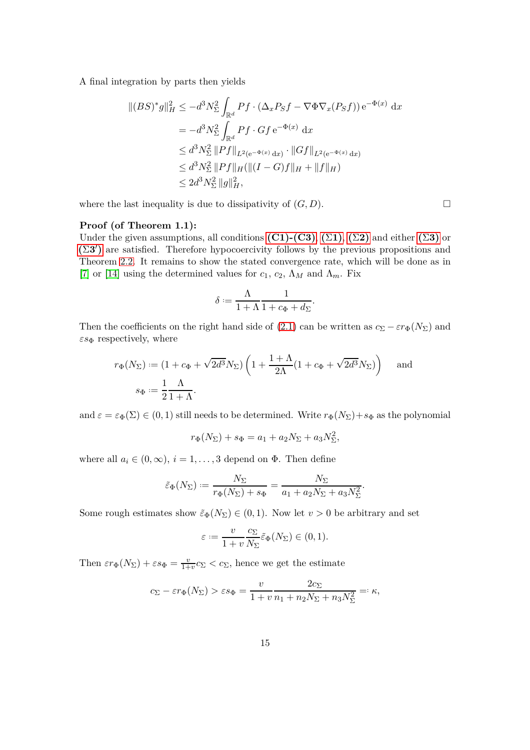A final integration by parts then yields

$$
\begin{aligned}
\|(BS)^*g\|_H^2 &\le -d^3N_\Sigma^2 \int_{\mathbb{R}^d} Pf \cdot (\Delta_x P_S f - \nabla\Phi\nabla_x(P_S f))\,\mathrm{e}^{-\Phi(x)}\,\mathrm{d}x \\
&= -d^3N_\Sigma^2 \int_{\mathbb{R}^d} Pf \cdot Gf\,\mathrm{e}^{-\Phi(x)}\,\mathrm{d}x \\
&\le d^3N_\Sigma^2\,\|Pf\|_{L^2(\mathrm{e}^{-\Phi(x)}\,\mathrm{d}x)} \cdot \|Gf\|_{L^2(\mathrm{e}^{-\Phi(x)}\,\mathrm{d}x)} \\
&\le d^3N_\Sigma^2\,\|Pf\|_H(\|(I-G)f\|_H + \|f\|_H) \\
&\le 2d^3N_\Sigma^2\,\|g\|_H^2,
\end{aligned}
$$

where the last inequality is due to dissipativity of $(G,D)$. □

**Proof (of Theorem 1.1):**
Under the given assumptions, all conditions **(C1)-(C3)**, **(Σ1)**, **(Σ2)** and either **(Σ3)** or **(Σ3′)** are satisfied. Therefore hypocoercivity follows by the previous propositions and Theorem 2.2. It remains to show the stated convergence rate, which will be done as in [7] or [14] using the determined values for $c_1$, $c_2$, $\Lambda_M$ and $\Lambda_m$. Fix

$$
\delta := \frac{\Lambda}{1+\Lambda}\frac{1}{1+c_\Phi+d_\Sigma}.
$$

Then the coefficients on the right hand side of (2.1) can be written as $c_\Sigma - \varepsilon r_\Phi(N_\Sigma)$ and $\varepsilon s_\Phi$ respectively, where

$$
\begin{aligned}
r_\Phi(N_\Sigma) &:= (1+c_\Phi+\sqrt{2d^3}N_\Sigma)\left(1+\frac{1+\Lambda}{2\Lambda}(1+c_\Phi+\sqrt{2d^3}N_\Sigma)\right) \quad \text{and} \\
s_\Phi &:= \frac{1}{2}\frac{\Lambda}{1+\Lambda}.
\end{aligned}
$$

and $\varepsilon = \varepsilon_\Phi(\Sigma) \in (0,1)$ still needs to be determined. Write $r_\Phi(N_\Sigma)+s_\Phi$ as the polynomial

$$
r_\Phi(N_\Sigma) + s_\Phi = a_1 + a_2 N_\Sigma + a_3 N_\Sigma^2,
$$

where all $a_i \in (0,\infty)$, $i = 1,\dots,3$ depend on $\Phi$. Then define

$$
\tilde{\varepsilon}_\Phi(N_\Sigma) := \frac{N_\Sigma}{r_\Phi(N_\Sigma)+s_\Phi} = \frac{N_\Sigma}{a_1+a_2N_\Sigma+a_3N_\Sigma^2}.
$$

Some rough estimates show $\tilde{\varepsilon}_\Phi(N_\Sigma) \in (0,1)$. Now let $v > 0$ be arbitrary and set

$$
\varepsilon := \frac{v}{1+v}\frac{c_\Sigma}{N_\Sigma}\tilde{\varepsilon}_\Phi(N_\Sigma) \in (0,1).
$$

Then $\varepsilon r_\Phi(N_\Sigma) + \varepsilon s_\Phi = \frac{v}{1+v}c_\Sigma < c_\Sigma$, hence we get the estimate

$$
c_\Sigma - \varepsilon r_\Phi(N_\Sigma) > \varepsilon s_\Phi = \frac{v}{1+v}\frac{2c_\Sigma}{n_1+n_2N_\Sigma+n_3N_\Sigma^2} =: \kappa,
$$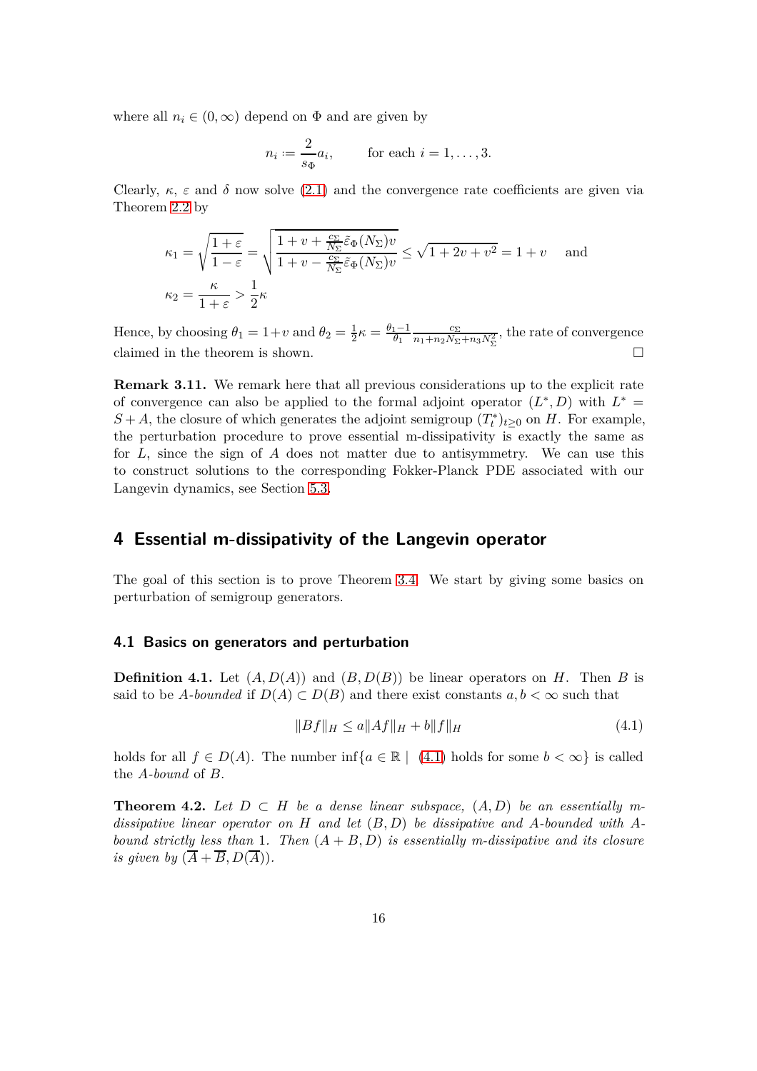where all $n_i \in (0,\infty)$ depend on $\Phi$ and are given by

$$n_i := \frac{2}{s_\Phi} a_i, \qquad \text{for each } i = 1, \dots, 3.$$

Clearly, $\kappa$, $\varepsilon$ and $\delta$ now solve (2.1) and the convergence rate coefficients are given via Theorem 2.2 by

$$\kappa_1 = \sqrt{\frac{1+\varepsilon}{1-\varepsilon}} = \sqrt{\frac{1+v+\frac{c_\Sigma}{N_\Sigma}\tilde{\varepsilon}_\Phi(N_\Sigma)v}{1+v-\frac{c_\Sigma}{N_\Sigma}\tilde{\varepsilon}_\Phi(N_\Sigma)v}} \le \sqrt{1+2v+v^2} = 1+v \quad \text{and}$$

$$\kappa_2 = \frac{\kappa}{1+\varepsilon} > \frac{1}{2}\kappa$$

Hence, by choosing $\theta_1 = 1+v$ and $\theta_2 = \frac{1}{2}\kappa = \frac{\theta_1 - 1}{\theta_1}\frac{c_\Sigma}{n_1 + n_2 N_\Sigma + n_3 N_\Sigma^2}$, the rate of convergence claimed in the theorem is shown. □

**Remark 3.11.** We remark here that all previous considerations up to the explicit rate of convergence can also be applied to the formal adjoint operator $(L^*, D)$ with $L^* = S + A$, the closure of which generates the adjoint semigroup $(T_t^*)_{t\ge 0}$ on $H$. For example, the perturbation procedure to prove essential m-dissipativity is exactly the same as for $L$, since the sign of $A$ does not matter due to antisymmetry. We can use this to construct solutions to the corresponding Fokker-Planck PDE associated with our Langevin dynamics, see Section 5.3.

## 4 Essential m-dissipativity of the Langevin operator

The goal of this section is to prove Theorem 3.4. We start by giving some basics on perturbation of semigroup generators.

### 4.1 Basics on generators and perturbation

**Definition 4.1.** Let $(A, D(A))$ and $(B, D(B))$ be linear operators on $H$. Then $B$ is said to be *$A$-bounded* if $D(A) \subset D(B)$ and there exist constants $a, b < \infty$ such that

$$\|Bf\|_H \le a\|Af\|_H + b\|f\|_H \tag{4.1}$$

holds for all $f \in D(A)$. The number $\inf\{a \in \mathbb{R} \mid \text{(4.1) holds for some } b < \infty\}$ is called the *$A$-bound* of $B$.

**Theorem 4.2.** *Let $D \subset H$ be a dense linear subspace, $(A, D)$ be an essentially m-dissipative linear operator on $H$ and let $(B, D)$ be dissipative and $A$-bounded with $A$-bound strictly less than 1. Then $(A + B, D)$ is essentially m-dissipative and its closure is given by $(\overline{A} + \overline{B}, D(\overline{A}))$.*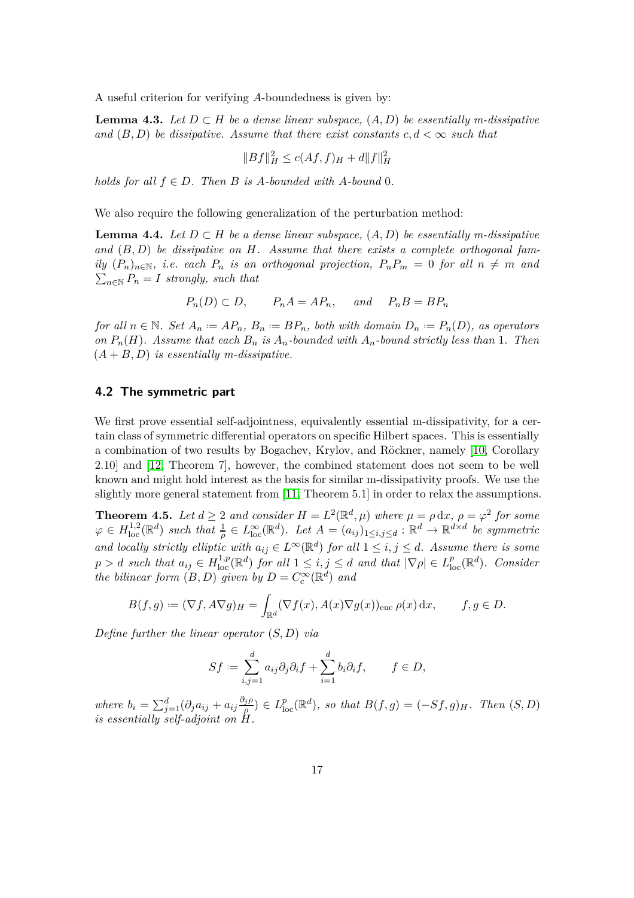A useful criterion for verifying $A$-boundedness is given by:

**Lemma 4.3.** *Let $D \subset H$ be a dense linear subspace, $(A, D)$ be essentially m-dissipative and $(B, D)$ be dissipative. Assume that there exist constants $c, d < \infty$ such that*

$$\|Bf\|_H^2 \leq c(Af, f)_H + d\|f\|_H^2$$

*holds for all $f \in D$. Then $B$ is $A$-bounded with $A$-bound $0$.*

We also require the following generalization of the perturbation method:

**Lemma 4.4.** *Let $D \subset H$ be a dense linear subspace, $(A, D)$ be essentially m-dissipative and $(B, D)$ be dissipative on $H$. Assume that there exists a complete orthogonal family $(P_n)_{n \in \mathbb{N}}$, i.e. each $P_n$ is an orthogonal projection, $P_n P_m = 0$ for all $n \neq m$ and $\sum_{n \in \mathbb{N}} P_n = I$ strongly, such that*

$$P_n(D) \subset D, \qquad P_n A = A P_n, \quad \text{ and } \quad P_n B = B P_n$$

*for all $n \in \mathbb{N}$. Set $A_n := A P_n$, $B_n := B P_n$, both with domain $D_n := P_n(D)$, as operators on $P_n(H)$. Assume that each $B_n$ is $A_n$-bounded with $A_n$-bound strictly less than 1. Then $(A + B, D)$ is essentially m-dissipative.*

### 4.2 The symmetric part

We first prove essential self-adjointness, equivalently essential m-dissipativity, for a certain class of symmetric differential operators on specific Hilbert spaces. This is essentially a combination of two results by Bogachev, Krylov, and Röckner, namely [10, Corollary 2.10] and [12, Theorem 7], however, the combined statement does not seem to be well known and might hold interest as the basis for similar m-dissipativity proofs. We use the slightly more general statement from [11, Theorem 5.1] in order to relax the assumptions.

**Theorem 4.5.** *Let $d \geq 2$ and consider $H = L^2(\mathbb{R}^d, \mu)$ where $\mu = \rho \, \mathrm{d}x$, $\rho = \varphi^2$ for some $\varphi \in H^{1,2}_{\mathrm{loc}}(\mathbb{R}^d)$ such that $\frac{1}{\rho} \in L^\infty_{\mathrm{loc}}(\mathbb{R}^d)$. Let $A = (a_{ij})_{1 \leq i,j \leq d} : \mathbb{R}^d \to \mathbb{R}^{d \times d}$ be symmetric and locally strictly elliptic with $a_{ij} \in L^\infty(\mathbb{R}^d)$ for all $1 \leq i, j \leq d$. Assume there is some $p > d$ such that $a_{ij} \in H^{1,p}_{\mathrm{loc}}(\mathbb{R}^d)$ for all $1 \leq i, j \leq d$ and that $|\nabla \rho| \in L^p_{\mathrm{loc}}(\mathbb{R}^d)$. Consider the bilinear form $(B, D)$ given by $D = C_c^\infty(\mathbb{R}^d)$ and*

$$B(f, g) := (\nabla f, A \nabla g)_H = \int_{\mathbb{R}^d} (\nabla f(x), A(x) \nabla g(x))_{\mathrm{euc}} \, \rho(x) \, \mathrm{d}x, \qquad f, g \in D.$$

*Define further the linear operator $(S, D)$ via*

$$Sf := \sum_{i,j=1}^d a_{ij} \partial_j \partial_i f + \sum_{i=1}^d b_i \partial_i f, \qquad f \in D,$$

*where $b_i = \sum_{j=1}^d (\partial_j a_{ij} + a_{ij} \frac{\partial_j \rho}{\rho}) \in L^p_{\mathrm{loc}}(\mathbb{R}^d)$, so that $B(f, g) = (-Sf, g)_H$. Then $(S, D)$ is essentially self-adjoint on $H$.*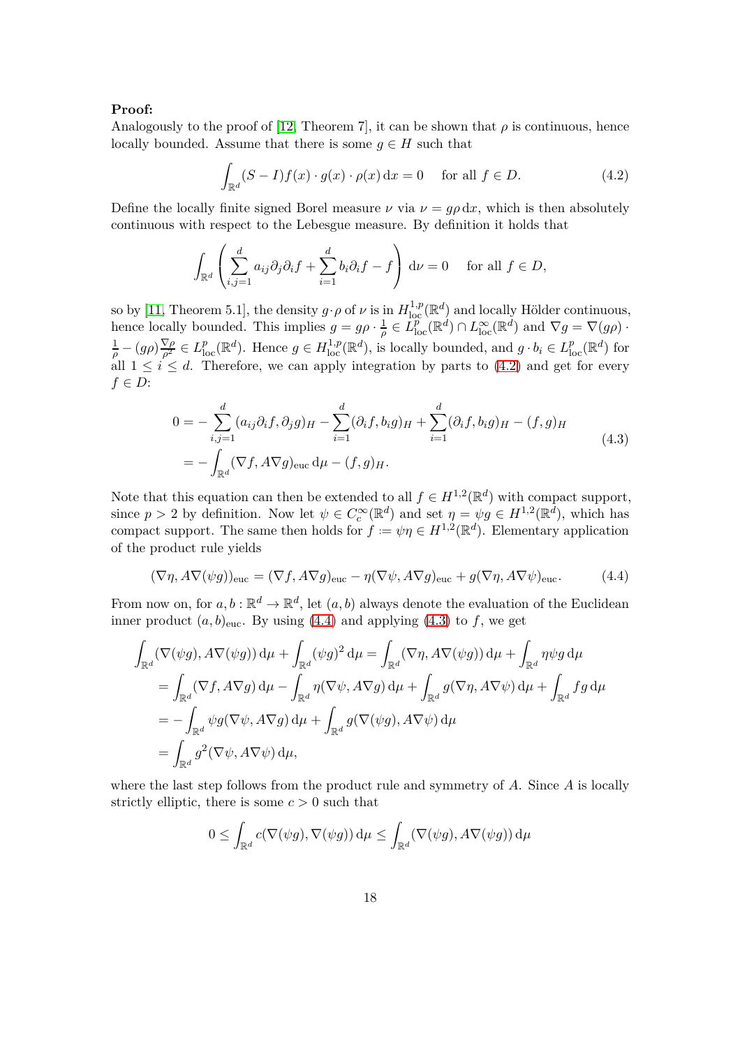**Proof:**
Analogously to the proof of [12, Theorem 7], it can be shown that $\rho$ is continuous, hence locally bounded. Assume that there is some $g \in H$ such that

$$\int_{\mathbb{R}^d} (S-I)f(x) \cdot g(x) \cdot \rho(x)\,\mathrm{d}x = 0 \quad \text{ for all } f \in D. \tag{4.2}$$

Define the locally finite signed Borel measure $\nu$ via $\nu = g\rho\,\mathrm{d}x$, which is then absolutely continuous with respect to the Lebesgue measure. By definition it holds that

$$\int_{\mathbb{R}^d} \left( \sum_{i,j=1}^d a_{ij}\partial_j\partial_i f + \sum_{i=1}^d b_i \partial_i f - f \right) \mathrm{d}\nu = 0 \quad \text{ for all } f \in D,$$

so by [11, Theorem 5.1], the density $g \cdot \rho$ of $\nu$ is in $H^{1,p}_{\mathrm{loc}}(\mathbb{R}^d)$ and locally Hölder continuous, hence locally bounded. This implies $g = g\rho \cdot \frac{1}{\rho} \in L^p_{\mathrm{loc}}(\mathbb{R}^d) \cap L^\infty_{\mathrm{loc}}(\mathbb{R}^d)$ and $\nabla g = \nabla(g\rho) \cdot \frac{1}{\rho} - (g\rho)\frac{\nabla \rho}{\rho^2} \in L^p_{\mathrm{loc}}(\mathbb{R}^d)$. Hence $g \in H^{1,p}_{\mathrm{loc}}(\mathbb{R}^d)$, is locally bounded, and $g \cdot b_i \in L^p_{\mathrm{loc}}(\mathbb{R}^d)$ for all $1 \leq i \leq d$. Therefore, we can apply integration by parts to (4.2) and get for every $f \in D$:

$$\begin{aligned} 0 &= -\sum_{i,j=1}^d (a_{ij}\partial_i f, \partial_j g)_H - \sum_{i=1}^d (\partial_i f, b_i g)_H + \sum_{i=1}^d (\partial_i f, b_i g)_H - (f,g)_H \\ &= -\int_{\mathbb{R}^d} (\nabla f, A\nabla g)_{\mathrm{euc}}\,\mathrm{d}\mu - (f,g)_H. \end{aligned} \tag{4.3}$$

Note that this equation can then be extended to all $f \in H^{1,2}(\mathbb{R}^d)$ with compact support, since $p > 2$ by definition. Now let $\psi \in C_c^\infty(\mathbb{R}^d)$ and set $\eta = \psi g \in H^{1,2}(\mathbb{R}^d)$, which has compact support. The same then holds for $f := \psi\eta \in H^{1,2}(\mathbb{R}^d)$. Elementary application of the product rule yields

$$(\nabla \eta, A\nabla(\psi g))_{\mathrm{euc}} = (\nabla f, A\nabla g)_{\mathrm{euc}} - \eta(\nabla \psi, A\nabla g)_{\mathrm{euc}} + g(\nabla \eta, A\nabla \psi)_{\mathrm{euc}}. \tag{4.4}$$

From now on, for $a, b : \mathbb{R}^d \to \mathbb{R}^d$, let $(a,b)$ always denote the evaluation of the Euclidean inner product $(a,b)_{\mathrm{euc}}$. By using (4.4) and applying (4.3) to $f$, we get

$$\begin{aligned} \int_{\mathbb{R}^d} (\nabla(\psi g), A\nabla(\psi g))\,\mathrm{d}\mu + \int_{\mathbb{R}^d} (\psi g)^2\,\mathrm{d}\mu &= \int_{\mathbb{R}^d} (\nabla \eta, A\nabla(\psi g))\,\mathrm{d}\mu + \int_{\mathbb{R}^d} \eta\psi g\,\mathrm{d}\mu \\ &= \int_{\mathbb{R}^d} (\nabla f, A\nabla g)\,\mathrm{d}\mu - \int_{\mathbb{R}^d} \eta(\nabla\psi, A\nabla g)\,\mathrm{d}\mu + \int_{\mathbb{R}^d} g(\nabla \eta, A\nabla\psi)\,\mathrm{d}\mu + \int_{\mathbb{R}^d} fg\,\mathrm{d}\mu \\ &= -\int_{\mathbb{R}^d} \psi g(\nabla\psi, A\nabla g)\,\mathrm{d}\mu + \int_{\mathbb{R}^d} g(\nabla(\psi g), A\nabla\psi)\,\mathrm{d}\mu \\ &= \int_{\mathbb{R}^d} g^2(\nabla\psi, A\nabla\psi)\,\mathrm{d}\mu, \end{aligned}$$

where the last step follows from the product rule and symmetry of $A$. Since $A$ is locally strictly elliptic, there is some $c > 0$ such that

$$0 \leq \int_{\mathbb{R}^d} c(\nabla(\psi g), \nabla(\psi g))\,\mathrm{d}\mu \leq \int_{\mathbb{R}^d} (\nabla(\psi g), A\nabla(\psi g))\,\mathrm{d}\mu$$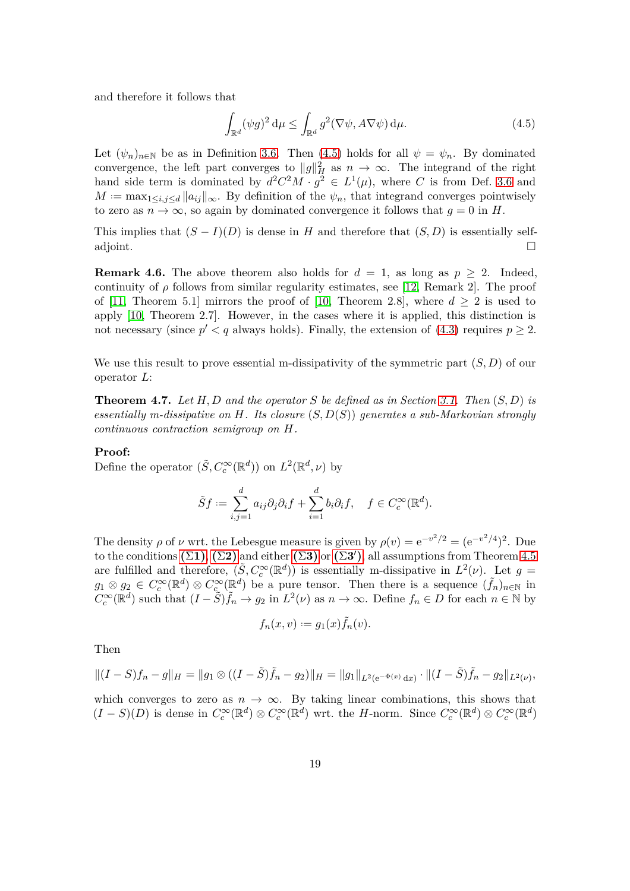and therefore it follows that

$$\int_{\mathbb{R}^d} (\psi g)^2 \,\mathrm{d}\mu \leq \int_{\mathbb{R}^d} g^2 (\nabla\psi, A\nabla\psi)\,\mathrm{d}\mu. \tag{4.5}$$

Let $(\psi_n)_{n\in\mathbb{N}}$ be as in Definition 3.6. Then (4.5) holds for all $\psi = \psi_n$. By dominated convergence, the left part converges to $\|g\|_H^2$ as $n \to \infty$. The integrand of the right hand side term is dominated by $d^2C^2M \cdot g^2 \in L^1(\mu)$, where $C$ is from Def. 3.6 and $M := \max_{1\leq i,j\leq d} \|a_{ij}\|_\infty$. By definition of the $\psi_n$, that integrand converges pointwisely to zero as $n \to \infty$, so again by dominated convergence it follows that $g = 0$ in $H$.

This implies that $(S - I)(D)$ is dense in $H$ and therefore that $(S, D)$ is essentially self-adjoint. $\square$

**Remark 4.6.** The above theorem also holds for $d = 1$, as long as $p \geq 2$. Indeed, continuity of $\rho$ follows from similar regularity estimates, see [12, Remark 2]. The proof of [11, Theorem 5.1] mirrors the proof of [10, Theorem 2.8], where $d \geq 2$ is used to apply [10, Theorem 2.7]. However, in the cases where it is applied, this distinction is not necessary (since $p' < q$ always holds). Finally, the extension of (4.3) requires $p \geq 2$.

We use this result to prove essential m-dissipativity of the symmetric part $(S, D)$ of our operator $L$:

**Theorem 4.7.** *Let $H, D$ and the operator $S$ be defined as in Section 3.1. Then $(S, D)$ is essentially m-dissipative on $H$. Its closure $(S, D(S))$ generates a sub-Markovian strongly continuous contraction semigroup on $H$.*

**Proof:**
Define the operator $(\tilde{S}, C_c^\infty(\mathbb{R}^d))$ on $L^2(\mathbb{R}^d, \nu)$ by

$$\tilde{S}f := \sum_{i,j=1}^d a_{ij}\partial_j\partial_i f + \sum_{i=1}^d b_i \partial_i f, \quad f \in C_c^\infty(\mathbb{R}^d).$$

The density $\rho$ of $\nu$ wrt. the Lebesgue measure is given by $\rho(v) = \mathrm{e}^{-v^2/2} = (\mathrm{e}^{-v^2/4})^2$. Due to the conditions **(Σ1)**, **(Σ2)** and either **(Σ3)** or **(Σ3′)**, all assumptions from Theorem 4.5 are fulfilled and therefore, $(\tilde{S}, C_c^\infty(\mathbb{R}^d))$ is essentially m-dissipative in $L^2(\nu)$. Let $g = g_1 \otimes g_2 \in C_c^\infty(\mathbb{R}^d) \otimes C_c^\infty(\mathbb{R}^d)$ be a pure tensor. Then there is a sequence $(\tilde{f}_n)_{n\in\mathbb{N}}$ in $C_c^\infty(\mathbb{R}^d)$ such that $(I - \tilde{S})\tilde{f}_n \to g_2$ in $L^2(\nu)$ as $n \to \infty$. Define $f_n \in D$ for each $n \in \mathbb{N}$ by

$$f_n(x, v) := g_1(x)\tilde{f}_n(v).$$

Then

$$\|(I - S)f_n - g\|_H = \|g_1 \otimes ((I - \tilde{S})\tilde{f}_n - g_2)\|_H = \|g_1\|_{L^2(\mathrm{e}^{-\Phi(x)}\,\mathrm{d}x)} \cdot \|(I - \tilde{S})\tilde{f}_n - g_2\|_{L^2(\nu)},$$

which converges to zero as $n \to \infty$. By taking linear combinations, this shows that $(I - S)(D)$ is dense in $C_c^\infty(\mathbb{R}^d) \otimes C_c^\infty(\mathbb{R}^d)$ wrt. the $H$-norm. Since $C_c^\infty(\mathbb{R}^d) \otimes C_c^\infty(\mathbb{R}^d)$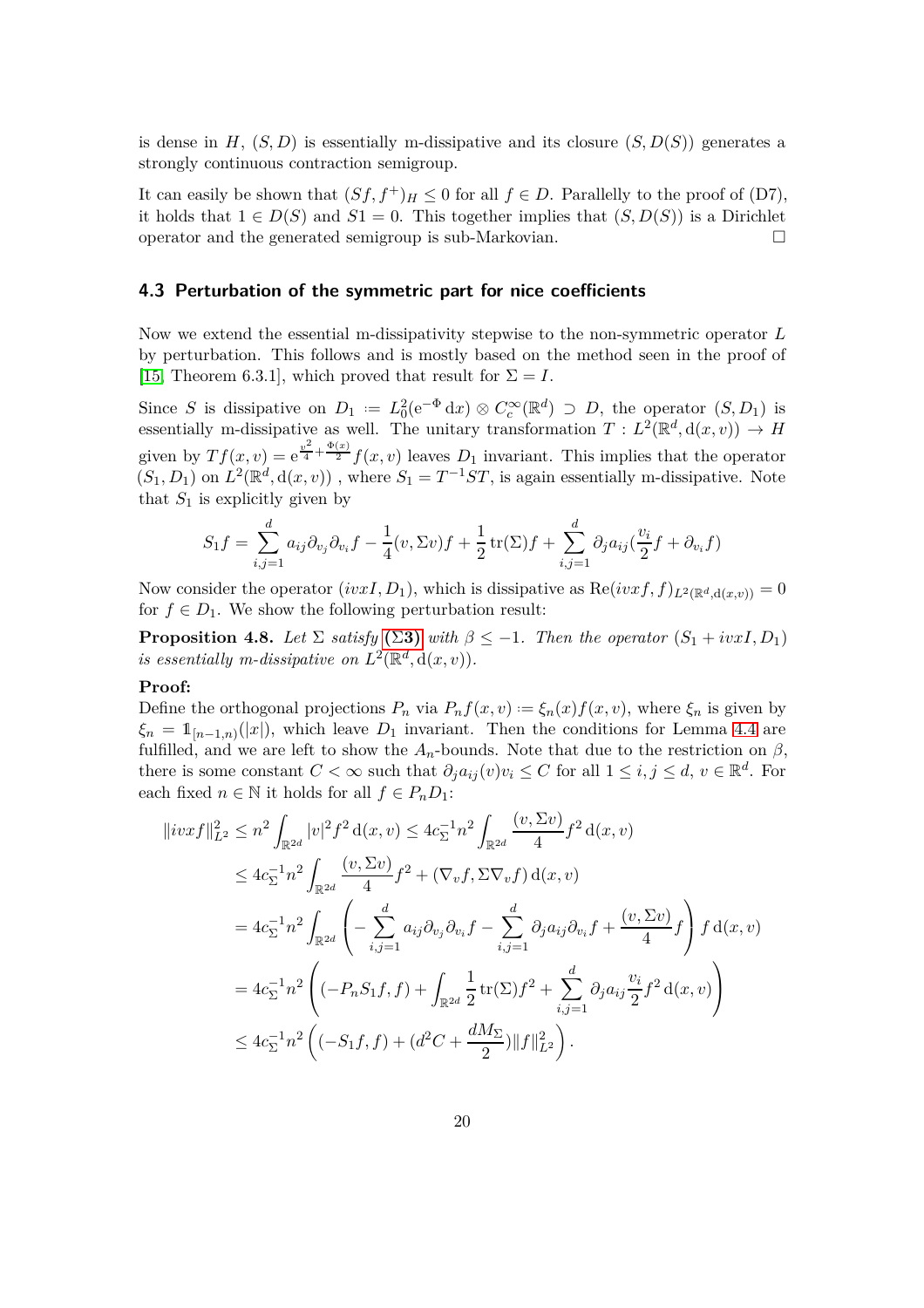is dense in $H$, $(S, D)$ is essentially m-dissipative and its closure $(S, D(S))$ generates a strongly continuous contraction semigroup.

It can easily be shown that $(Sf, f^+)_H \leq 0$ for all $f \in D$. Parallelly to the proof of (D7), it holds that $1 \in D(S)$ and $S1 = 0$. This together implies that $(S, D(S))$ is a Dirichlet operator and the generated semigroup is sub-Markovian. □

### 4.3 Perturbation of the symmetric part for nice coefficients

Now we extend the essential m-dissipativity stepwise to the non-symmetric operator $L$ by perturbation. This follows and is mostly based on the method seen in the proof of [15, Theorem 6.3.1], which proved that result for $\Sigma = I$.

Since $S$ is dissipative on $D_1 := L_0^2(\mathrm{e}^{-\Phi}\,\mathrm{d}x) \otimes C_c^\infty(\mathbb{R}^d) \supset D$, the operator $(S, D_1)$ is essentially m-dissipative as well. The unitary transformation $T : L^2(\mathbb{R}^d, \mathrm{d}(x,v)) \to H$ given by $Tf(x,v) = \mathrm{e}^{\frac{v^2}{4}+\frac{\Phi(x)}{2}} f(x,v)$ leaves $D_1$ invariant. This implies that the operator $(S_1, D_1)$ on $L^2(\mathbb{R}^d, \mathrm{d}(x,v))$ , where $S_1 = T^{-1}ST$, is again essentially m-dissipative. Note that $S_1$ is explicitly given by

$$S_1 f = \sum_{i,j=1}^d a_{ij}\partial_{v_j}\partial_{v_i} f - \frac{1}{4}(v, \Sigma v)f + \frac{1}{2}\operatorname{tr}(\Sigma)f + \sum_{i,j=1}^d \partial_j a_{ij}(\frac{v_i}{2}f + \partial_{v_i} f)$$

Now consider the operator $(ivxI, D_1)$, which is dissipative as $\operatorname{Re}(ivxf, f)_{L^2(\mathbb{R}^d, \mathrm{d}(x,v))} = 0$ for $f \in D_1$. We show the following perturbation result:

**Proposition 4.8.** *Let $\Sigma$ satisfy* **(Σ3)** *with $\beta \leq -1$. Then the operator $(S_1 + ivxI, D_1)$ is essentially m-dissipative on $L^2(\mathbb{R}^d, \mathrm{d}(x,v))$.*

**Proof:**
Define the orthogonal projections $P_n$ via $P_n f(x,v) := \xi_n(x) f(x,v)$, where $\xi_n$ is given by $\xi_n = \mathbb{1}_{[n-1,n)}(|x|)$, which leave $D_1$ invariant. Then the conditions for Lemma 4.4 are fulfilled, and we are left to show the $A_n$-bounds. Note that due to the restriction on $\beta$, there is some constant $C < \infty$ such that $\partial_j a_{ij}(v) v_i \leq C$ for all $1 \leq i,j \leq d$, $v \in \mathbb{R}^d$. For each fixed $n \in \mathbb{N}$ it holds that for all $f \in P_n D_1$:

$$\begin{aligned}
\|ivxf\|_{L^2}^2 &\leq n^2 \int_{\mathbb{R}^{2d}} |v|^2 f^2 \,\mathrm{d}(x,v) \leq 4c_\Sigma^{-1} n^2 \int_{\mathbb{R}^{2d}} \frac{(v, \Sigma v)}{4} f^2 \,\mathrm{d}(x,v) \\
&\leq 4c_\Sigma^{-1} n^2 \int_{\mathbb{R}^{2d}} \frac{(v, \Sigma v)}{4} f^2 + (\nabla_v f, \Sigma \nabla_v f) \,\mathrm{d}(x,v) \\
&= 4c_\Sigma^{-1} n^2 \int_{\mathbb{R}^{2d}} \left( -\sum_{i,j=1}^d a_{ij}\partial_{v_j}\partial_{v_i} f - \sum_{i,j=1}^d \partial_j a_{ij} \partial_{v_i} f + \frac{(v, \Sigma v)}{4} f \right) f \,\mathrm{d}(x,v) \\
&= 4c_\Sigma^{-1} n^2 \left( (-P_n S_1 f, f) + \int_{\mathbb{R}^{2d}} \frac{1}{2}\operatorname{tr}(\Sigma) f^2 + \sum_{i,j=1}^d \partial_j a_{ij} \frac{v_i}{2} f^2 \,\mathrm{d}(x,v) \right) \\
&\leq 4c_\Sigma^{-1} n^2 \left( (-S_1 f, f) + (d^2 C + \frac{d M_\Sigma}{2}) \|f\|_{L^2}^2 \right).
\end{aligned}$$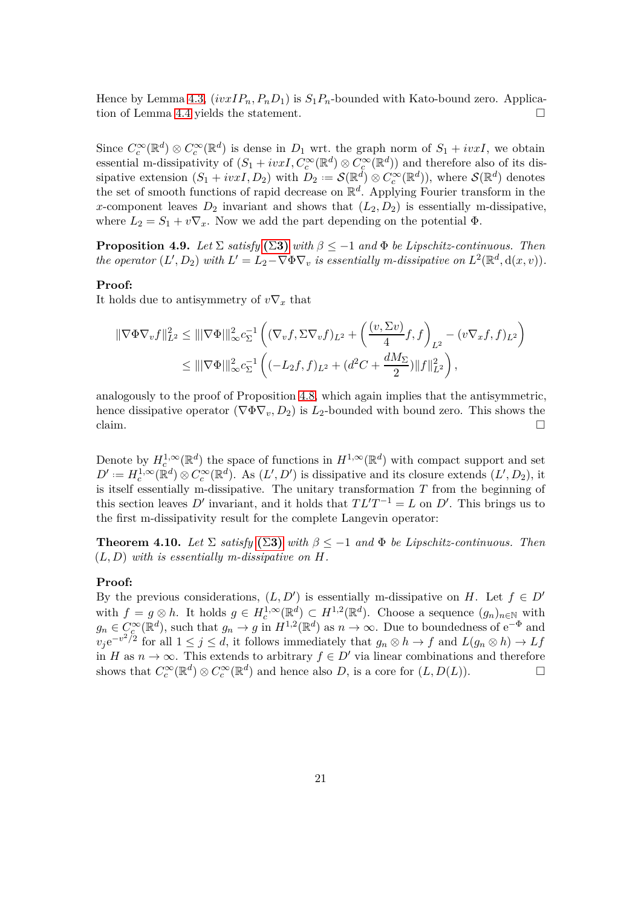Hence by Lemma 4.3, $(ivxIP_n, P_nD_1)$ is $S_1P_n$-bounded with Kato-bound zero. Application of Lemma 4.4 yields the statement. □

Since $C_c^\infty(\mathbb{R}^d) \otimes C_c^\infty(\mathbb{R}^d)$ is dense in $D_1$ wrt. the graph norm of $S_1 + ivxI$, we obtain essential m-dissipativity of $(S_1 + ivxI, C_c^\infty(\mathbb{R}^d) \otimes C_c^\infty(\mathbb{R}^d))$ and therefore also of its dissipative extension $(S_1 + ivxI, D_2)$ with $D_2 \coloneqq \mathcal{S}(\mathbb{R}^d) \otimes C_c^\infty(\mathbb{R}^d))$, where $\mathcal{S}(\mathbb{R}^d)$ denotes the set of smooth functions of rapid decrease on $\mathbb{R}^d$. Applying Fourier transform in the $x$-component leaves $D_2$ invariant and shows that $(L_2, D_2)$ is essentially m-dissipative, where $L_2 = S_1 + v\nabla_x$. Now we add the part depending on the potential $\Phi$.

**Proposition 4.9.** *Let $\Sigma$ satisfy* **(Σ3)** *with $\beta \le -1$ and $\Phi$ be Lipschitz-continuous. Then the operator $(L', D_2)$ with $L' = L_2 - \nabla\Phi\nabla_v$ is essentially m-dissipative on $L^2(\mathbb{R}^d, \mathrm{d}(x,v))$.*

**Proof:**
It holds due to antisymmetry of $v\nabla_x$ that

$$
\begin{aligned}
\|\nabla\Phi\nabla_v f\|_{L^2}^2 &\le \||\nabla\Phi|\|_\infty^2 c_\Sigma^{-1}\left((\nabla_v f, \Sigma\nabla_v f)_{L^2} + \left(\frac{(v,\Sigma v)}{4}f, f\right)_{L^2} - (v\nabla_x f, f)_{L^2}\right) \\
&\le \||\nabla\Phi|\|_\infty^2 c_\Sigma^{-1}\left((-L_2 f, f)_{L^2} + (d^2C + \frac{dM_\Sigma}{2})\|f\|_{L^2}^2\right),
\end{aligned}
$$

analogously to the proof of Proposition 4.8, which again implies that the antisymmetric, hence dissipative operator $(\nabla\Phi\nabla_v, D_2)$ is $L_2$-bounded with bound zero. This shows the claim. □

Denote by $H_c^{1,\infty}(\mathbb{R}^d)$ the space of functions in $H^{1,\infty}(\mathbb{R}^d)$ with compact support and set $D' \coloneqq H_c^{1,\infty}(\mathbb{R}^d) \otimes C_c^\infty(\mathbb{R}^d)$. As $(L', D')$ is dissipative and its closure extends $(L', D_2)$, it is itself essentially m-dissipative. The unitary transformation $T$ from the beginning of this section leaves $D'$ invariant, and it holds that $TL'T^{-1} = L$ on $D'$. This brings us to the first m-dissipativity result for the complete Langevin operator:

**Theorem 4.10.** *Let $\Sigma$ satisfy* **(Σ3)** *with $\beta \le -1$ and $\Phi$ be Lipschitz-continuous. Then $(L, D)$ with is essentially m-dissipative on $H$.*

**Proof:**
By the previous considerations, $(L, D')$ is essentially m-dissipative on $H$. Let $f \in D'$ with $f = g \otimes h$. It holds $g \in H_c^{1,\infty}(\mathbb{R}^d) \subset H^{1,2}(\mathbb{R}^d)$. Choose a sequence $(g_n)_{n\in\mathbb{N}}$ with $g_n \in C_c^\infty(\mathbb{R}^d)$, such that $g_n \to g$ in $H^{1,2}(\mathbb{R}^d)$ as $n \to \infty$. Due to boundedness of $\mathrm{e}^{-\Phi}$ and $v_j\mathrm{e}^{-v^2/2}$ for all $1 \le j \le d$, it follows immediately that $g_n \otimes h \to f$ and $L(g_n \otimes h) \to Lf$ in $H$ as $n \to \infty$. This extends to arbitrary $f \in D'$ via linear combinations and therefore shows that $C_c^\infty(\mathbb{R}^d) \otimes C_c^\infty(\mathbb{R}^d)$ and hence also $D$, is a core for $(L, D(L))$. □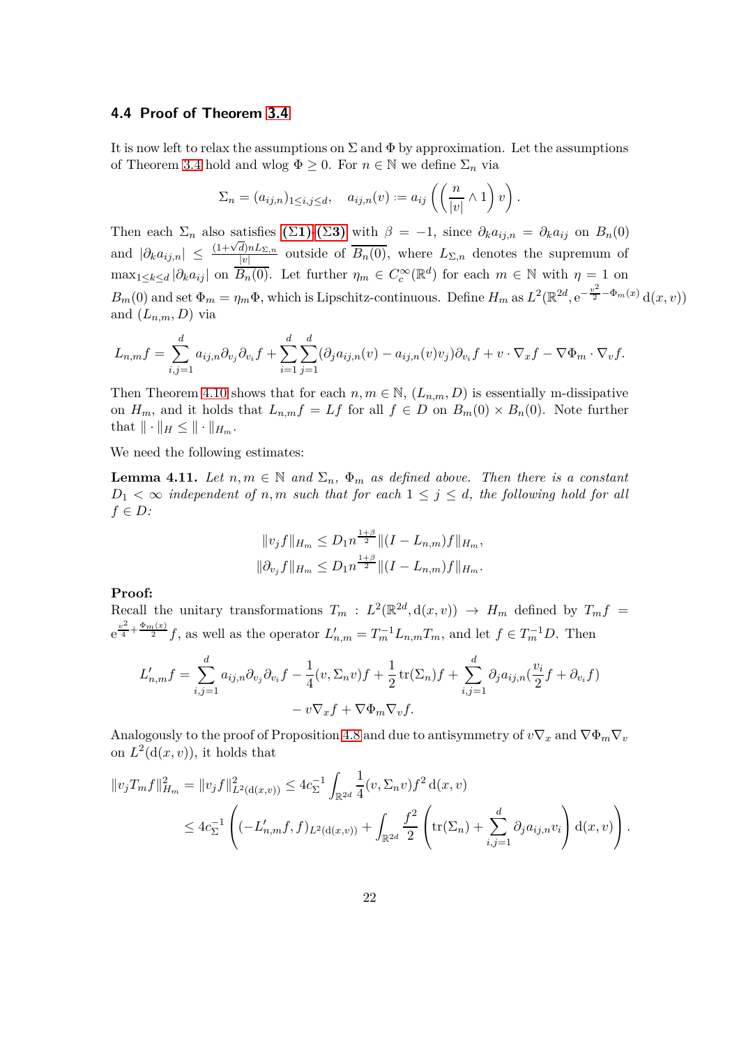### 4.4 Proof of Theorem 3.4

It is now left to relax the assumptions on $\Sigma$ and $\Phi$ by approximation. Let the assumptions of Theorem 3.4 hold and wlog $\Phi \geq 0$. For $n \in \mathbb{N}$ we define $\Sigma_n$ via

$$\Sigma_n = (a_{ij,n})_{1\leq i,j\leq d}, \quad a_{ij,n}(v) := a_{ij}\left(\left(\frac{n}{|v|} \wedge 1\right) v\right).$$

Then each $\Sigma_n$ also satisfies **(Σ1)**-**(Σ3)** with $\beta = -1$, since $\partial_k a_{ij,n} = \partial_k a_{ij}$ on $B_n(0)$ and $|\partial_k a_{ij,n}| \leq \frac{(1+\sqrt{d})nL_{\Sigma,n}}{|v|}$ outside of $\overline{B_n(0)}$, where $L_{\Sigma,n}$ denotes the supremum of $\max_{1\leq k\leq d} |\partial_k a_{ij}|$ on $\overline{B_n(0)}$. Let further $\eta_m \in C_c^\infty(\mathbb{R}^d)$ for each $m \in \mathbb{N}$ with $\eta = 1$ on $B_m(0)$ and set $\Phi_m = \eta_m \Phi$, which is Lipschitz-continuous. Define $H_m$ as $L^2(\mathbb{R}^{2d}, \mathrm{e}^{-\frac{v^2}{2}-\Phi_m(x)}\,\mathrm{d}(x,v))$ and $(L_{n,m}, D)$ via

$$L_{n,m}f = \sum_{i,j=1}^d a_{ij,n}\partial_{v_j}\partial_{v_i}f + \sum_{i=1}^d \sum_{j=1}^d (\partial_j a_{ij,n}(v) - a_{ij,n}(v)v_j)\partial_{v_i}f + v\cdot\nabla_x f - \nabla\Phi_m \cdot \nabla_v f.$$

Then Theorem 4.10 shows that for each $n, m \in \mathbb{N}$, $(L_{n,m}, D)$ is essentially m-dissipative on $H_m$, and it holds that $L_{n,m}f = Lf$ for all $f \in D$ on $B_m(0) \times B_n(0)$. Note further that $\|\cdot\|_H \leq \|\cdot\|_{H_m}$.

We need the following estimates:

**Lemma 4.11.** *Let $n, m \in \mathbb{N}$ and $\Sigma_n$, $\Phi_m$ as defined above. Then there is a constant $D_1 < \infty$ independent of $n, m$ such that for each $1 \leq j \leq d$, the following hold for all $f \in D$:*

$$\|v_j f\|_{H_m} \leq D_1 n^{\frac{1+\beta}{2}} \|(I - L_{n,m})f\|_{H_m},$$
$$\|\partial_{v_j} f\|_{H_m} \leq D_1 n^{\frac{1+\beta}{2}} \|(I - L_{n,m})f\|_{H_m}.$$

**Proof:**
Recall the unitary transformations $T_m : L^2(\mathbb{R}^{2d}, \mathrm{d}(x,v)) \to H_m$ defined by $T_m f = \mathrm{e}^{\frac{v^2}{4}+\frac{\Phi_m(x)}{2}} f$, as well as the operator $L'_{n,m} = T_m^{-1} L_{n,m} T_m$, and let $f \in T_m^{-1}D$. Then

$$L'_{n,m}f = \sum_{i,j=1}^d a_{ij,n}\partial_{v_j}\partial_{v_i}f - \frac{1}{4}(v, \Sigma_n v)f + \frac{1}{2}\operatorname{tr}(\Sigma_n)f + \sum_{i,j=1}^d \partial_j a_{ij,n}(\frac{v_i}{2}f + \partial_{v_i}f)$$
$$- v\nabla_x f + \nabla\Phi_m\nabla_v f.$$

Analogously to the proof of Proposition 4.8 and due to antisymmetry of $v\nabla_x$ and $\nabla\Phi_m\nabla_v$ on $L^2(\mathrm{d}(x,v))$, it holds that

$$\|v_j T_m f\|_{H_m}^2 = \|v_j f\|_{L^2(\mathrm{d}(x,v))}^2 \leq 4c_\Sigma^{-1} \int_{\mathbb{R}^{2d}} \frac{1}{4}(v, \Sigma_n v) f^2 \,\mathrm{d}(x,v)$$
$$\leq 4c_\Sigma^{-1}\left((-L'_{n,m}f, f)_{L^2(\mathrm{d}(x,v))} + \int_{\mathbb{R}^{2d}} \frac{f^2}{2}\left(\operatorname{tr}(\Sigma_n) + \sum_{i,j=1}^d \partial_j a_{ij,n} v_i\right) \mathrm{d}(x,v)\right).$$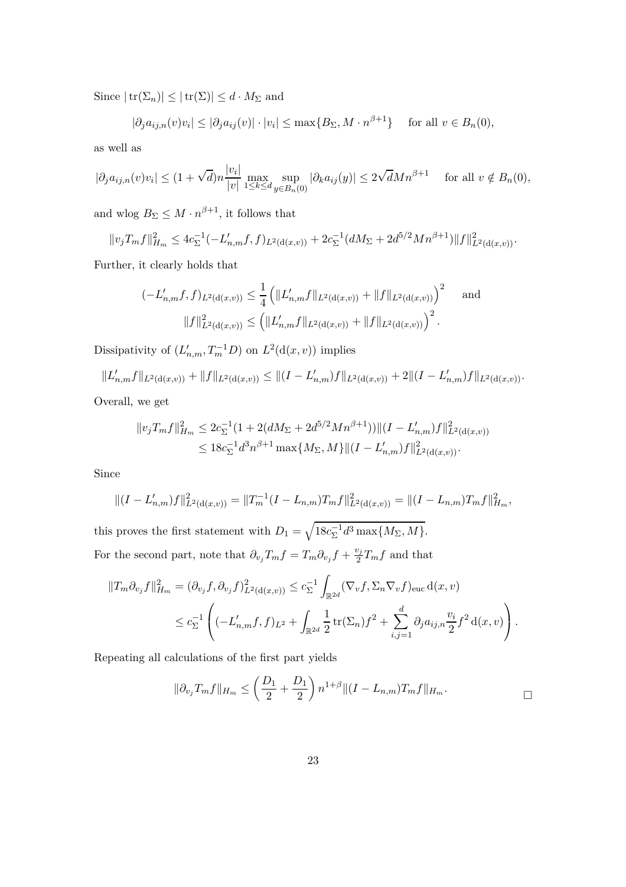Since $|\operatorname{tr}(\Sigma_n)| \leq |\operatorname{tr}(\Sigma)| \leq d \cdot M_\Sigma$ and

$$|\partial_j a_{ij,n}(v) v_i| \leq |\partial_j a_{ij}(v)| \cdot |v_i| \leq \max\{B_\Sigma, M \cdot n^{\beta+1}\} \quad \text{for all } v \in B_n(0),$$

as well as

$$|\partial_j a_{ij,n}(v) v_i| \leq (1+\sqrt{d}) n \frac{|v_i|}{|v|} \max_{1 \leq k \leq d} \sup_{y \in B_n(0)} |\partial_k a_{ij}(y)| \leq 2\sqrt{d} M n^{\beta+1} \quad \text{for all } v \notin B_n(0),$$

and wlog $B_\Sigma \leq M \cdot n^{\beta+1}$, it follows that

$$\|v_j T_m f\|_{H_m}^2 \leq 4c_\Sigma^{-1}(-L'_{n,m} f, f)_{L^2(\mathrm{d}(x,v))} + 2c_\Sigma^{-1}(dM_\Sigma + 2d^{5/2} M n^{\beta+1}) \|f\|_{L^2(\mathrm{d}(x,v))}^2.$$

Further, it clearly holds that

$$(-L'_{n,m} f, f)_{L^2(\mathrm{d}(x,v))} \leq \frac{1}{4}\left( \|L'_{n,m} f\|_{L^2(\mathrm{d}(x,v))} + \|f\|_{L^2(\mathrm{d}(x,v))} \right)^2 \quad \text{and}$$
$$\|f\|_{L^2(\mathrm{d}(x,v))}^2 \leq \left( \|L'_{n,m} f\|_{L^2(\mathrm{d}(x,v))} + \|f\|_{L^2(\mathrm{d}(x,v))} \right)^2.$$

Dissipativity of $(L'_{n,m}, T_m^{-1} D)$ on $L^2(\mathrm{d}(x,v))$ implies

$$\|L'_{n,m} f\|_{L^2(\mathrm{d}(x,v))} + \|f\|_{L^2(\mathrm{d}(x,v))} \leq \|(I - L'_{n,m}) f\|_{L^2(\mathrm{d}(x,v))} + 2\|(I - L'_{n,m}) f\|_{L^2(\mathrm{d}(x,v))}.$$

Overall, we get

$$\begin{aligned}
\|v_j T_m f\|_{H_m}^2 &\leq 2c_\Sigma^{-1}(1 + 2(dM_\Sigma + 2d^{5/2} M n^{\beta+1})) \|(I - L'_{n,m}) f\|_{L^2(\mathrm{d}(x,v))}^2 \\
&\leq 18 c_\Sigma^{-1} d^3 n^{\beta+1} \max\{M_\Sigma, M\} \|(I - L'_{n,m}) f\|_{L^2(\mathrm{d}(x,v))}^2.
\end{aligned}$$

Since

$$\|(I - L'_{n,m}) f\|_{L^2(\mathrm{d}(x,v))}^2 = \|T_m^{-1}(I - L_{n,m}) T_m f\|_{L^2(\mathrm{d}(x,v))}^2 = \|(I - L_{n,m}) T_m f\|_{H_m}^2,$$

this proves the first statement with $D_1 = \sqrt{18 c_\Sigma^{-1} d^3 \max\{M_\Sigma, M\}}$.

For the second part, note that $\partial_{v_j} T_m f = T_m \partial_{v_j} f + \frac{v_j}{2} T_m f$ and that

$$\begin{aligned}
\|T_m \partial_{v_j} f\|_{H_m}^2 &= (\partial_{v_j} f, \partial_{v_j} f)_{L^2(\mathrm{d}(x,v))}^2 \leq c_\Sigma^{-1} \int_{\mathbb{R}^{2d}} (\nabla_v f, \Sigma_n \nabla_v f)_{\mathrm{euc}} \,\mathrm{d}(x,v) \\
&\leq c_\Sigma^{-1} \left( (-L'_{n,m} f, f)_{L^2} + \int_{\mathbb{R}^{2d}} \frac{1}{2} \operatorname{tr}(\Sigma_n) f^2 + \sum_{i,j=1}^d \partial_j a_{ij,n} \frac{v_i}{2} f^2 \,\mathrm{d}(x,v) \right).
\end{aligned}$$

Repeating all calculations of the first part yields

$$\|\partial_{v_j} T_m f\|_{H_m} \leq \left( \frac{D_1}{2} + \frac{D_1}{2} \right) n^{1+\beta} \|(I - L_{n,m}) T_m f\|_{H_m}. \qquad \square$$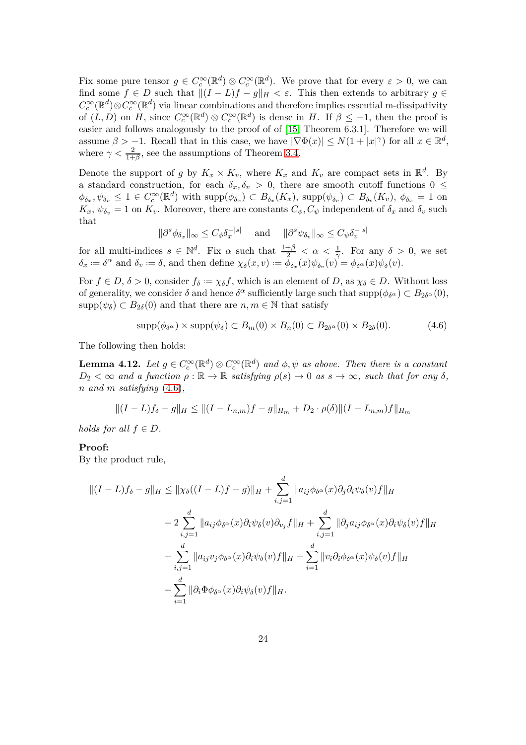Fix some pure tensor $g \in C_c^\infty(\mathbb{R}^d) \otimes C_c^\infty(\mathbb{R}^d)$. We prove that for every $\varepsilon > 0$, we can find some $f \in D$ such that $\|(I-L)f - g\|_H < \varepsilon$. This then extends to arbitrary $g \in C_c^\infty(\mathbb{R}^d) \otimes C_c^\infty(\mathbb{R}^d)$ via linear combinations and therefore implies essential m-dissipativity of $(L, D)$ on $H$, since $C_c^\infty(\mathbb{R}^d) \otimes C_c^\infty(\mathbb{R}^d)$ is dense in $H$. If $\beta \leq -1$, then the proof is easier and follows analogously to the proof of of [15, Theorem 6.3.1]. Therefore we will assume $\beta > -1$. Recall that in this case, we have $|\nabla\Phi(x)| \leq N(1 + |x|^\gamma)$ for all $x \in \mathbb{R}^d$, where $\gamma < \frac{2}{1+\beta}$, see the assumptions of Theorem 3.4.

Denote the support of $g$ by $K_x \times K_v$, where $K_x$ and $K_v$ are compact sets in $\mathbb{R}^d$. By a standard construction, for each $\delta_x, \delta_v > 0$, there are smooth cutoff functions $0 \leq \phi_{\delta_x}, \psi_{\delta_v} \leq 1 \in C_c^\infty(\mathbb{R}^d)$ with $\mathrm{supp}(\phi_{\delta_x}) \subset B_{\delta_x}(K_x)$, $\mathrm{supp}(\psi_{\delta_v}) \subset B_{\delta_v}(K_v)$, $\phi_{\delta_x} = 1$ on $K_x$, $\psi_{\delta_v} = 1$ on $K_v$. Moreover, there are constants $C_\phi, C_\psi$ independent of $\delta_x$ and $\delta_v$ such that

$$\|\partial^s \phi_{\delta_x}\|_\infty \leq C_\phi \delta_x^{-|s|} \quad \text{and} \quad \|\partial^s \psi_{\delta_v}\|_\infty \leq C_\psi \delta_v^{-|s|}$$

for all multi-indices $s \in \mathbb{N}^d$. Fix $\alpha$ such that $\frac{1+\beta}{2} < \alpha < \frac{1}{\gamma}$. For any $\delta > 0$, we set $\delta_x := \delta^\alpha$ and $\delta_v := \delta$, and then define $\chi_\delta(x, v) := \phi_{\delta_x}(x)\psi_{\delta_v}(v) = \phi_{\delta^\alpha}(x)\psi_\delta(v)$.

For $f \in D$, $\delta > 0$, consider $f_\delta := \chi_\delta f$, which is an element of $D$, as $\chi_\delta \in D$. Without loss of generality, we consider $\delta$ and $\delta^\alpha$ sufficiently large such that $\mathrm{supp}(\phi_{\delta^\alpha}) \subset B_{2\delta^\alpha}(0)$, $\mathrm{supp}(\psi_\delta) \subset B_{2\delta}(0)$ and that there are $n, m \in \mathbb{N}$ that satisfy

$$\mathrm{supp}(\phi_{\delta^\alpha}) \times \mathrm{supp}(\psi_\delta) \subset B_m(0) \times B_n(0) \subset B_{2\delta^\alpha}(0) \times B_{2\delta}(0). \tag{4.6}$$

The following then holds:

**Lemma 4.12.** *Let $g \in C_c^\infty(\mathbb{R}^d) \otimes C_c^\infty(\mathbb{R}^d)$ and $\phi, \psi$ as above. Then there is a constant $D_2 < \infty$ and a function $\rho : \mathbb{R} \to \mathbb{R}$ satisfying $\rho(s) \to 0$ as $s \to \infty$, such that for any $\delta$, $n$ and $m$ satisfying (4.6),*

$$\|(I-L)f_\delta - g\|_H \leq \|(I - L_{n,m})f - g\|_{H_m} + D_2 \cdot \rho(\delta)\|(I - L_{n,m})f\|_{H_m}$$

*holds for all $f \in D$.*

**Proof:**
By the product rule,

$$\begin{aligned}
\|(I-L)f_\delta - g\|_H \leq{}& \|\chi_\delta((I-L)f - g)\|_H + \sum_{i,j=1}^d \|a_{ij}\phi_{\delta^\alpha}(x)\partial_j\partial_i\psi_\delta(v)f\|_H \\
&+ 2\sum_{i,j=1}^d \|a_{ij}\phi_{\delta^\alpha}(x)\partial_i\psi_\delta(v)\partial_{v_j} f\|_H + \sum_{i,j=1}^d \|\partial_j a_{ij}\phi_{\delta^\alpha}(x)\partial_i\psi_\delta(v)f\|_H \\
&+ \sum_{i,j=1}^d \|a_{ij}v_j\phi_{\delta^\alpha}(x)\partial_i\psi_\delta(v)f\|_H + \sum_{i=1}^d \|v_i\partial_i\phi_{\delta^\alpha}(x)\psi_\delta(v)f\|_H \\
&+ \sum_{i=1}^d \|\partial_i\Phi\phi_{\delta^\alpha}(x)\partial_i\psi_\delta(v)f\|_H.
\end{aligned}$$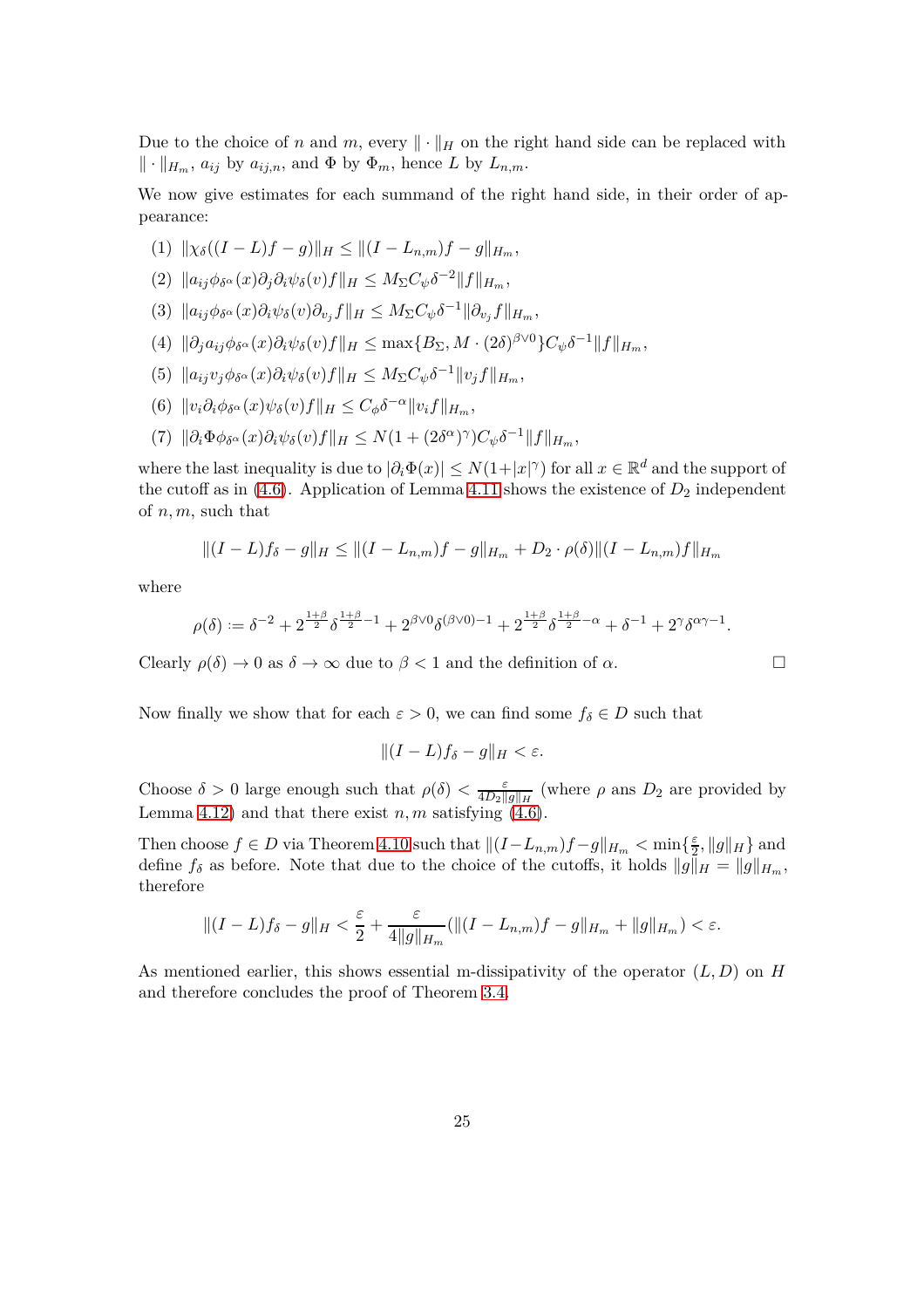Due to the choice of $n$ and $m$, every $\|\cdot\|_H$ on the right hand side can be replaced with $\|\cdot\|_{H_m}$, $a_{ij}$ by $a_{ij,n}$, and $\Phi$ by $\Phi_m$, hence $L$ by $L_{n,m}$.

We now give estimates for each summand of the right hand side, in their order of appearance:

(1) $\|\chi_\delta((I-L)f-g)\|_H \le \|(I-L_{n,m})f-g\|_{H_m}$,

(2) $\|a_{ij}\phi_{\delta^\alpha}(x)\partial_j\partial_i\psi_\delta(v)f\|_H \le M_\Sigma C_\psi \delta^{-2}\|f\|_{H_m}$,

(3) $\|a_{ij}\phi_{\delta^\alpha}(x)\partial_i\psi_\delta(v)\partial_{v_j}f\|_H \le M_\Sigma C_\psi \delta^{-1}\|\partial_{v_j}f\|_{H_m}$,

(4) $\|\partial_j a_{ij}\phi_{\delta^\alpha}(x)\partial_i\psi_\delta(v)f\|_H \le \max\{B_\Sigma, M\cdot(2\delta)^{\beta\vee 0}\}C_\psi\delta^{-1}\|f\|_{H_m}$,

(5) $\|a_{ij}v_j\phi_{\delta^\alpha}(x)\partial_i\psi_\delta(v)f\|_H \le M_\Sigma C_\psi \delta^{-1}\|v_j f\|_{H_m}$,

(6) $\|v_i\partial_i\phi_{\delta^\alpha}(x)\psi_\delta(v)f\|_H \le C_\phi\delta^{-\alpha}\|v_i f\|_{H_m}$,

(7) $\|\partial_i\Phi\phi_{\delta^\alpha}(x)\partial_i\psi_\delta(v)f\|_H \le N(1+(2\delta^\alpha)^\gamma)C_\psi\delta^{-1}\|f\|_{H_m}$,

where the last inequality is due to $|\partial_i\Phi(x)| \le N(1+|x|^\gamma)$ for all $x\in\mathbb{R}^d$ and the support of the cutoff as in (4.6). Application of Lemma 4.11 shows the existence of $D_2$ independent of $n, m$, such that

$$\|(I-L)f_\delta - g\|_H \le \|(I-L_{n,m})f-g\|_{H_m} + D_2\cdot\rho(\delta)\|(I-L_{n,m})f\|_{H_m}$$

where

$$\rho(\delta) := \delta^{-2} + 2^{\frac{1+\beta}{2}}\delta^{\frac{1+\beta}{2}-1} + 2^{\beta\vee 0}\delta^{(\beta\vee 0)-1} + 2^{\frac{1+\beta}{2}}\delta^{\frac{1+\beta}{2}-\alpha} + \delta^{-1} + 2^\gamma\delta^{\alpha\gamma-1}.$$

Clearly $\rho(\delta)\to 0$ as $\delta\to\infty$ due to $\beta<1$ and the definition of $\alpha$. □

Now finally we show that for each $\varepsilon>0$, we can find some $f_\delta\in D$ such that

$$\|(I-L)f_\delta - g\|_H < \varepsilon.$$

Choose $\delta>0$ large enough such that $\rho(\delta) < \frac{\varepsilon}{4D_2\|g\|_H}$ (where $\rho$ ans $D_2$ are provided by Lemma 4.12) and that there exist $n, m$ satisfying (4.6).

Then choose $f\in D$ via Theorem 4.10 such that $\|(I-L_{n,m})f-g\|_{H_m} < \min\{\frac{\varepsilon}{2}, \|g\|_H\}$ and define $f_\delta$ as before. Note that due to the choice of the cutoffs, it holds $\|g\|_H = \|g\|_{H_m}$, therefore

$$\|(I-L)f_\delta - g\|_H < \frac{\varepsilon}{2} + \frac{\varepsilon}{4\|g\|_{H_m}}(\|(I-L_{n,m})f-g\|_{H_m} + \|g\|_{H_m}) < \varepsilon.$$

As mentioned earlier, this shows essential m-dissipativity of the operator $(L, D)$ on $H$ and therefore concludes the proof of Theorem 3.4.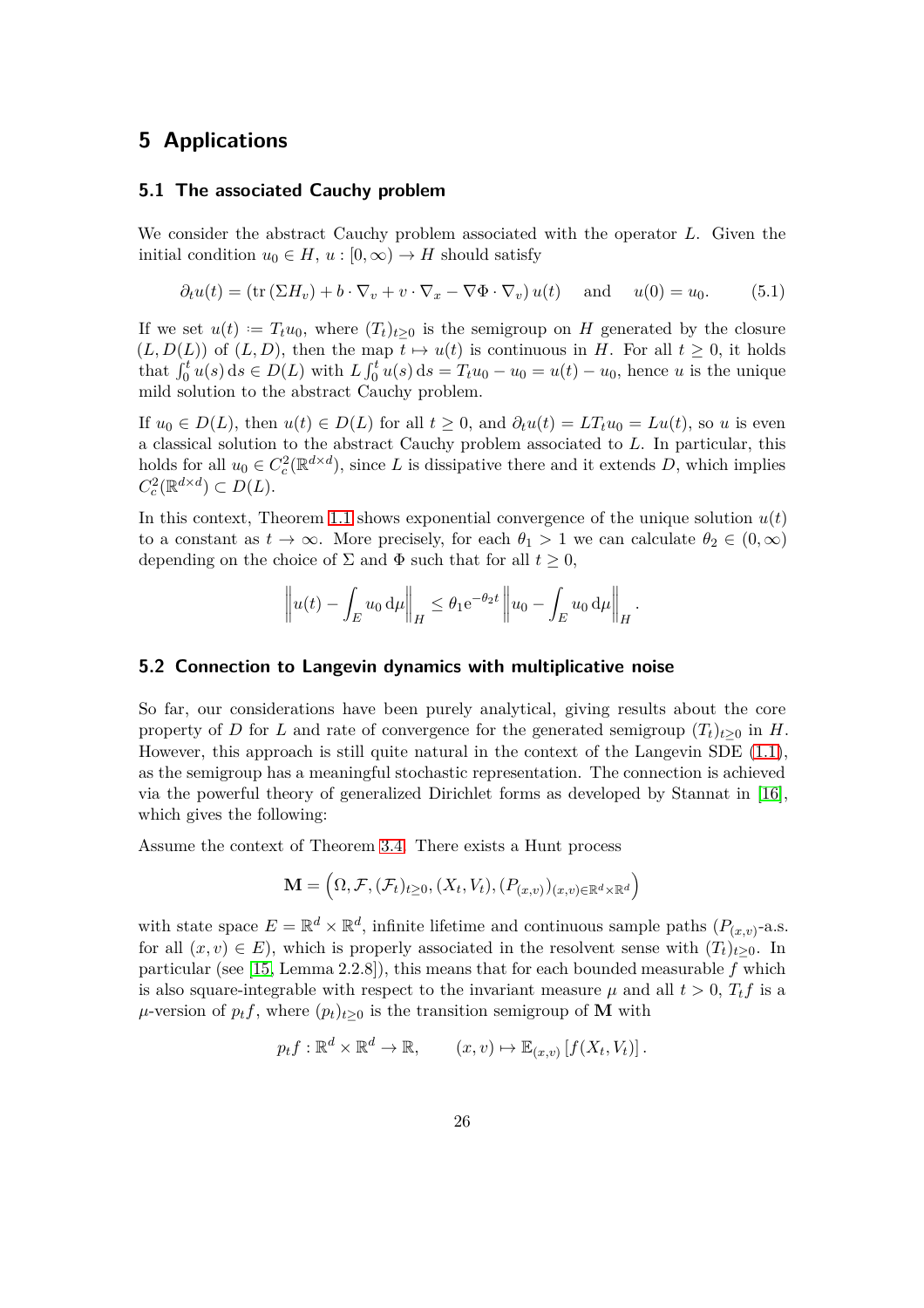# 5 Applications

## 5.1 The associated Cauchy problem

We consider the abstract Cauchy problem associated with the operator $L$. Given the initial condition $u_0 \in H$, $u : [0, \infty) \to H$ should satisfy

$$\partial_t u(t) = (\operatorname{tr}(\Sigma H_v) + b \cdot \nabla_v + v \cdot \nabla_x - \nabla\Phi \cdot \nabla_v)\, u(t) \quad \text{and} \quad u(0) = u_0. \tag{5.1}$$

If we set $u(t) \coloneqq T_t u_0$, where $(T_t)_{t\geq 0}$ is the semigroup on $H$ generated by the closure $(L, D(L))$ of $(L, D)$, then the map $t \mapsto u(t)$ is continuous in $H$. For all $t \geq 0$, it holds that $\int_0^t u(s)\,\mathrm{d}s \in D(L)$ with $L\int_0^t u(s)\,\mathrm{d}s = T_t u_0 - u_0 = u(t) - u_0$, hence $u$ is the unique mild solution to the abstract Cauchy problem.

If $u_0 \in D(L)$, then $u(t) \in D(L)$ for all $t \geq 0$, and $\partial_t u(t) = LT_t u_0 = Lu(t)$, so $u$ is even a classical solution to the abstract Cauchy problem associated to $L$. In particular, this holds for all $u_0 \in C_c^2(\mathbb{R}^{d\times d})$, since $L$ is dissipative there and it extends $D$, which implies $C_c^2(\mathbb{R}^{d\times d}) \subset D(L)$.

In this context, Theorem 1.1 shows exponential convergence of the unique solution $u(t)$ to a constant as $t \to \infty$. More precisely, for each $\theta_1 > 1$ we can calculate $\theta_2 \in (0, \infty)$ depending on the choice of $\Sigma$ and $\Phi$ such that for all $t \geq 0$,

$$\left\| u(t) - \int_E u_0 \,\mathrm{d}\mu \right\|_H \leq \theta_1 \mathrm{e}^{-\theta_2 t} \left\| u_0 - \int_E u_0 \,\mathrm{d}\mu \right\|_H.$$

## 5.2 Connection to Langevin dynamics with multiplicative noise

So far, our considerations have been purely analytical, giving results about the core property of $D$ for $L$ and rate of convergence for the generated semigroup $(T_t)_{t\geq 0}$ in $H$. However, this approach is still quite natural in the context of the Langevin SDE (1.1), as the semigroup has a meaningful stochastic representation. The connection is achieved via the powerful theory of generalized Dirichlet forms as developed by Stannat in [16], which gives the following:

Assume the context of Theorem 3.4. There exists a Hunt process

$$\mathbf{M} = \left(\Omega, \mathcal{F}, (\mathcal{F}_t)_{t\geq 0}, (X_t, V_t), (P_{(x,v)})_{(x,v)\in\mathbb{R}^d\times\mathbb{R}^d}\right)$$

with state space $E = \mathbb{R}^d \times \mathbb{R}^d$, infinite lifetime and continuous sample paths ($P_{(x,v)}$-a.s. for all $(x, v) \in E$), which is properly associated in the resolvent sense with $(T_t)_{t\geq 0}$. In particular (see [15, Lemma 2.2.8]), this means that for each bounded measurable $f$ which is also square-integrable with respect to the invariant measure $\mu$ and all $t > 0$, $T_t f$ is a $\mu$-version of $p_t f$, where $(p_t)_{t\geq 0}$ is the transition semigroup of $\mathbf{M}$ with

$$p_t f : \mathbb{R}^d \times \mathbb{R}^d \to \mathbb{R}, \qquad (x, v) \mapsto \mathbb{E}_{(x,v)}\left[f(X_t, V_t)\right].$$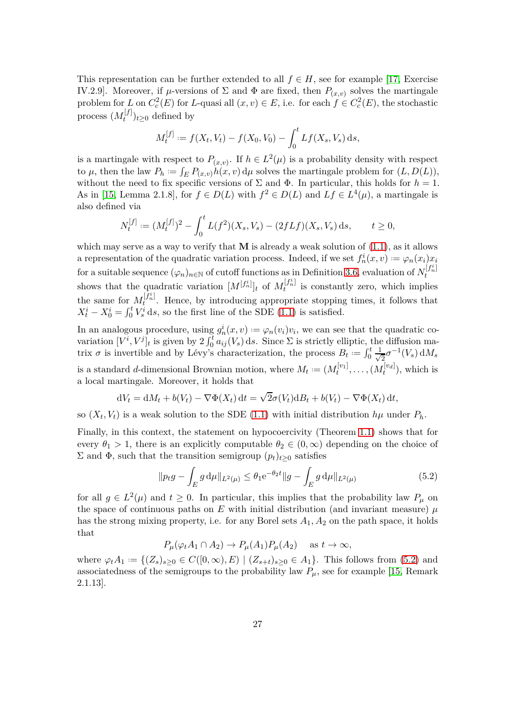This representation can be further extended to all $f \in H$, see for example [17, Exercise IV.2.9]. Moreover, if $\mu$-versions of $\Sigma$ and $\Phi$ are fixed, then $P_{(x,v)}$ solves the martingale problem for $L$ on $C_c^2(E)$ for $L$-quasi all $(x,v) \in E$, i.e. for each $f \in C_c^2(E)$, the stochastic process $(M_t^{[f]})_{t\geq 0}$ defined by

$$M_t^{[f]} := f(X_t, V_t) - f(X_0, V_0) - \int_0^t Lf(X_s, V_s)\,\mathrm{d}s,$$

is a martingale with respect to $P_{(x,v)}$. If $h \in L^2(\mu)$ is a probability density with respect to $\mu$, then the law $P_h := \int_E P_{(x,v)} h(x,v)\,\mathrm{d}\mu$ solves the martingale problem for $(L, D(L))$, without the need to fix specific versions of $\Sigma$ and $\Phi$. In particular, this holds for $h = 1$. As in [15, Lemma 2.1.8], for $f \in D(L)$ with $f^2 \in D(L)$ and $Lf \in L^4(\mu)$, a martingale is also defined via

$$N_t^{[f]} := (M_t^{[f]})^2 - \int_0^t L(f^2)(X_s, V_s) - (2fLf)(X_s, V_s)\,\mathrm{d}s, \qquad t \geq 0,$$

which may serve as a way to verify that $\mathbf{M}$ is already a weak solution of (1.1), as it allows a representation of the quadratic variation process. Indeed, if we set $f_n^i(x,v) := \varphi_n(x_i)x_i$ for a suitable sequence $(\varphi_n)_{n\in\mathbb{N}}$ of cutoff functions as in Definition 3.6, evaluation of $N_t^{[f_n^i]}$ shows that the quadratic variation $[M^{[f_n^i]}]_t$ of $M_t^{[f_n^i]}$ is constantly zero, which implies the same for $M_t^{[f_n^i]}$. Hence, by introducing appropriate stopping times, it follows that $X_t^i - X_0^i = \int_0^t V_s^i\,\mathrm{d}s$, so the first line of the SDE (1.1) is satisfied.

In an analogous procedure, using $g_n^i(x,v) := \varphi_n(v_i)v_i$, we can see that the quadratic covariation $[V^i, V^j]_t$ is given by $2\int_0^t a_{ij}(V_s)\,\mathrm{d}s$. Since $\Sigma$ is strictly elliptic, the diffusion matrix $\sigma$ is invertible and by Lévy's characterization, the process $B_t := \int_0^t \frac{1}{\sqrt{2}}\sigma^{-1}(V_s)\,\mathrm{d}M_s$ is a standard $d$-dimensional Brownian motion, where $M_t := (M_t^{[v_1]}, \dots, (M_t^{[v_d]})$, which is a local martingale. Moreover, it holds that

$$\mathrm{d}V_t = \mathrm{d}M_t + b(V_t) - \nabla\Phi(X_t)\,\mathrm{d}t = \sqrt{2}\sigma(V_t)\mathrm{d}B_t + b(V_t) - \nabla\Phi(X_t)\,\mathrm{d}t,$$

so $(X_t, V_t)$ is a weak solution to the SDE (1.1) with initial distribution $h\mu$ under $P_h$.

Finally, in this context, the statement on hypocoercivity (Theorem 1.1) shows that for every $\theta_1 > 1$, there is an explicitly computable $\theta_2 \in (0,\infty)$ depending on the choice of $\Sigma$ and $\Phi$, such that the transition semigroup $(p_t)_{t\geq 0}$ satisfies

$$\|p_t g - \int_E g\,\mathrm{d}\mu\|_{L^2(\mu)} \leq \theta_1 \mathrm{e}^{-\theta_2 t}\|g - \int_E g\,\mathrm{d}\mu\|_{L^2(\mu)} \tag{5.2}$$

for all $g \in L^2(\mu)$ and $t \geq 0$. In particular, this implies that the probability law $P_\mu$ on the space of continuous paths on $E$ with initial distribution (and invariant measure) $\mu$ has the strong mixing property, i.e. for any Borel sets $A_1, A_2$ on the path space, it holds that

$$P_\mu(\varphi_t A_1 \cap A_2) \to P_\mu(A_1)P_\mu(A_2) \quad \text{ as } t \to \infty,$$

where $\varphi_t A_1 := \{(Z_s)_{s\geq 0} \in C([0,\infty), E) \mid (Z_{s+t})_{s\geq 0} \in A_1\}$. This follows from (5.2) and associatedness of the semigroups to the probability law $P_\mu$, see for example [15, Remark 2.1.13].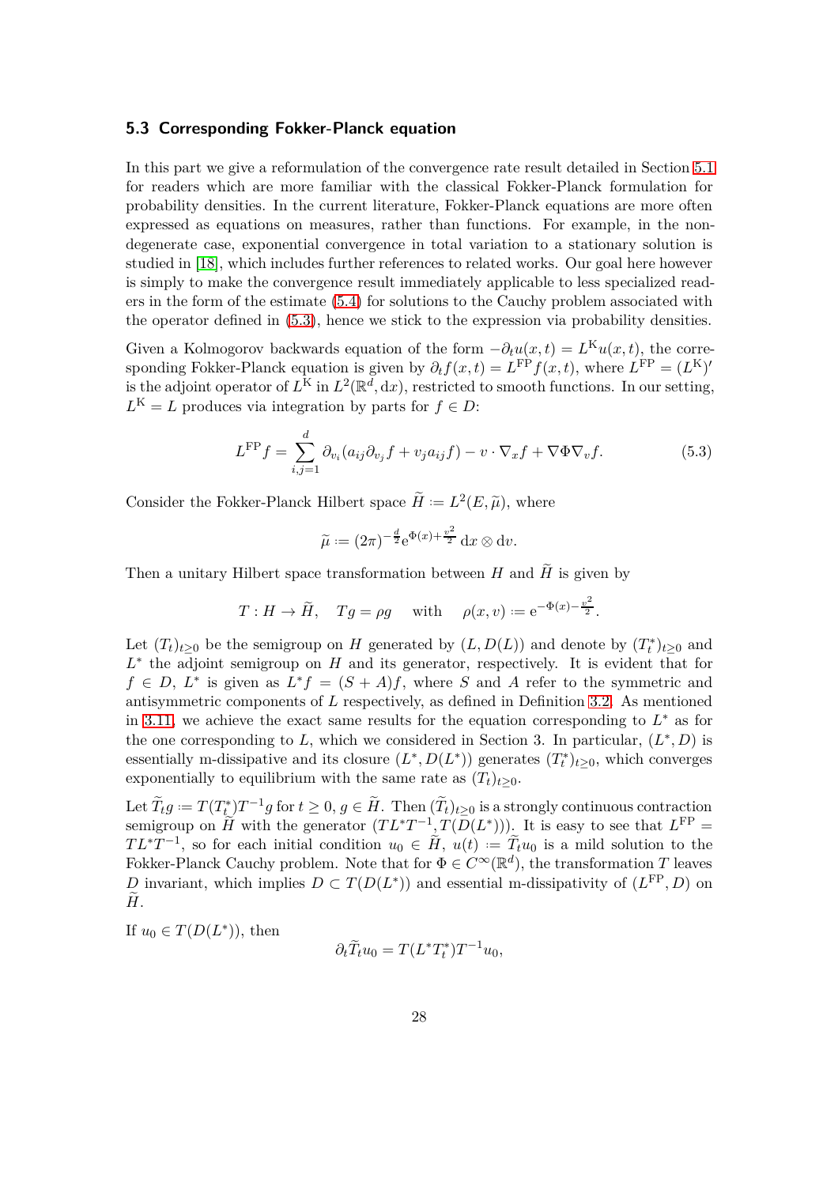### 5.3 Corresponding Fokker-Planck equation

In this part we give a reformulation of the convergence rate result detailed in Section 5.1 for readers which are more familiar with the classical Fokker-Planck formulation for probability densities. In the current literature, Fokker-Planck equations are more often expressed as equations on measures, rather than functions. For example, in the non-degenerate case, exponential convergence in total variation to a stationary solution is studied in [18], which includes further references to related works. Our goal here however is simply to make the convergence result immediately applicable to less specialized readers in the form of the estimate (5.4) for solutions to the Cauchy problem associated with the operator defined in (5.3), hence we stick to the expression via probability densities.

Given a Kolmogorov backwards equation of the form $-\partial_t u(x,t) = L^{\mathrm{K}} u(x,t)$, the corresponding Fokker-Planck equation is given by $\partial_t f(x,t) = L^{\mathrm{FP}} f(x,t)$, where $L^{\mathrm{FP}} = (L^{\mathrm{K}})'$ is the adjoint operator of $L^{\mathrm{K}}$ in $L^2(\mathbb{R}^d, \mathrm{d}x)$, restricted to smooth functions. In our setting, $L^{\mathrm{K}} = L$ produces via integration by parts for $f \in D$:

$$L^{\mathrm{FP}} f = \sum_{i,j=1}^{d} \partial_{v_i}(a_{ij}\partial_{v_j} f + v_j a_{ij} f) - v \cdot \nabla_x f + \nabla\Phi \nabla_v f. \tag{5.3}$$

Consider the Fokker-Planck Hilbert space $\widetilde{H} := L^2(E, \widetilde{\mu})$, where

$$\widetilde{\mu} := (2\pi)^{-\frac{d}{2}} \mathrm{e}^{\Phi(x) + \frac{v^2}{2}} \, \mathrm{d}x \otimes \mathrm{d}v.$$

Then a unitary Hilbert space transformation between $H$ and $\widetilde{H}$ is given by

$$T : H \to \widetilde{H}, \quad Tg = \rho g \quad \text{ with } \quad \rho(x,v) := \mathrm{e}^{-\Phi(x) - \frac{v^2}{2}}.$$

Let $(T_t)_{t\geq 0}$ be the semigroup on $H$ generated by $(L, D(L))$ and denote by $(T_t^*)_{t\geq 0}$ and $L^*$ the adjoint semigroup on $H$ and its generator, respectively. It is evident that for $f \in D$, $L^*$ is given as $L^* f = (S + A)f$, where $S$ and $A$ refer to the symmetric and antisymmetric components of $L$ respectively, as defined in Definition 3.2. As mentioned in 3.11, we achieve the exact same results for the equation corresponding to $L^*$ as for the one corresponding to $L$, which we considered in Section 3. In particular, $(L^*, D)$ is essentially m-dissipative and its closure $(L^*, D(L^*))$ generates $(T_t^*)_{t\geq 0}$, which converges exponentially to equilibrium with the same rate as $(T_t)_{t\geq 0}$.

Let $\widetilde{T}_t g := T(T_t^*)T^{-1} g$ for $t \geq 0$, $g \in \widetilde{H}$. Then $(\widetilde{T}_t)_{t\geq 0}$ is a strongly continuous contraction semigroup on $\widetilde{H}$ with the generator $(TL^*T^{-1}, T(D(L^*)))$. It is easy to see that $L^{\mathrm{FP}} = TL^*T^{-1}$, so for each initial condition $u_0 \in \widetilde{H}$, $u(t) := \widetilde{T}_t u_0$ is a mild solution to the Fokker-Planck Cauchy problem. Note that for $\Phi \in C^\infty(\mathbb{R}^d)$, the transformation $T$ leaves $D$ invariant, which implies $D \subset T(D(L^*))$ and essential m-dissipativity of $(L^{\mathrm{FP}}, D)$ on $\widetilde{H}$.

If $u_0 \in T(D(L^*))$, then

$$\partial_t \widetilde{T}_t u_0 = T(L^* T_t^*) T^{-1} u_0,$$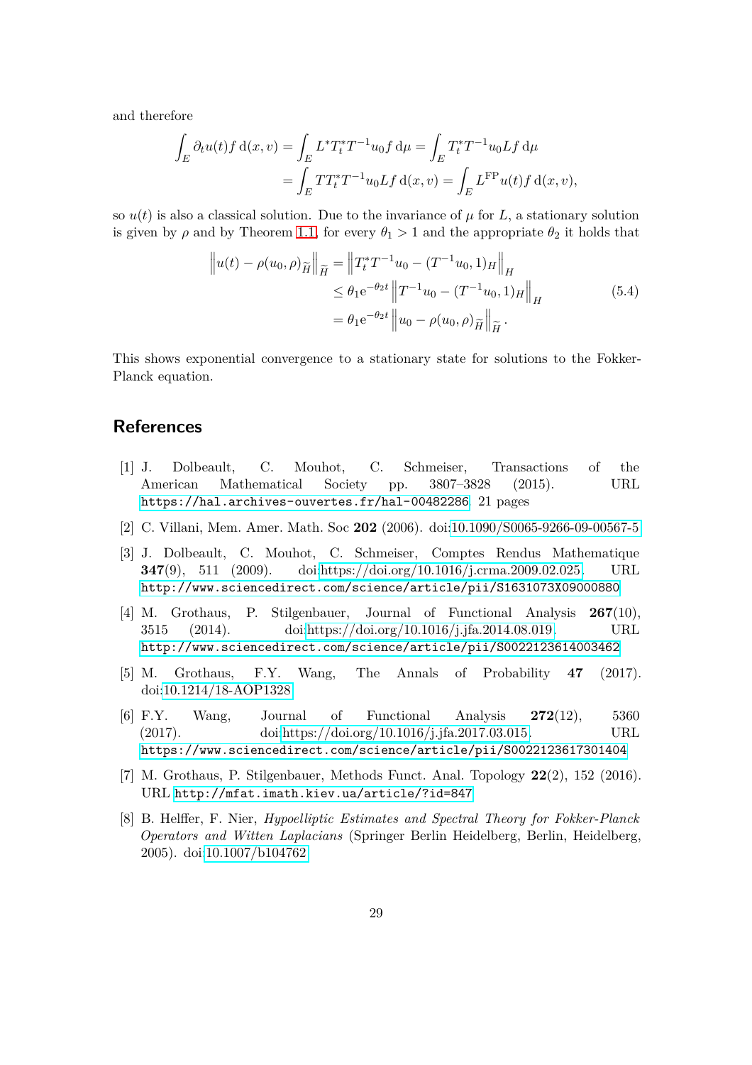and therefore

$$
\begin{aligned}
\int_E \partial_t u(t) f \,\mathrm{d}(x,v) &= \int_E L^* T_t^* T^{-1} u_0 f \,\mathrm{d}\mu = \int_E T_t^* T^{-1} u_0 L f \,\mathrm{d}\mu \\
&= \int_E T T_t^* T^{-1} u_0 L f \,\mathrm{d}(x,v) = \int_E L^{\mathrm{FP}} u(t) f \,\mathrm{d}(x,v),
\end{aligned}
$$

so $u(t)$ is also a classical solution. Due to the invariance of $\mu$ for $L$, a stationary solution is given by $\rho$ and by Theorem 1.1, for every $\theta_1 > 1$ and the appropriate $\theta_2$ it holds that

$$
\begin{aligned}
\left\| u(t) - \rho(u_0, \rho)_{\widetilde{H}} \right\|_{\widetilde{H}} &= \left\| T_t^* T^{-1} u_0 - (T^{-1} u_0, 1)_H \right\|_H \\
&\leq \theta_1 \mathrm{e}^{-\theta_2 t} \left\| T^{-1} u_0 - (T^{-1} u_0, 1)_H \right\|_H \\
&= \theta_1 \mathrm{e}^{-\theta_2 t} \left\| u_0 - \rho(u_0, \rho)_{\widetilde{H}} \right\|_{\widetilde{H}}.
\end{aligned}
\tag{5.4}
$$

This shows exponential convergence to a stationary state for solutions to the Fokker-Planck equation.

## References

[1] J. Dolbeault, C. Mouhot, C. Schmeiser, Transactions of the American Mathematical Society pp. 3807–3828 (2015). URL `https://hal.archives-ouvertes.fr/hal-00482286`. 21 pages

[2] C. Villani, Mem. Amer. Math. Soc **202** (2006). doi:10.1090/S0065-9266-09-00567-5

[3] J. Dolbeault, C. Mouhot, C. Schmeiser, Comptes Rendus Mathematique **347**(9), 511 (2009). doi:https://doi.org/10.1016/j.crma.2009.02.025. URL `http://www.sciencedirect.com/science/article/pii/S1631073X09000880`

[4] M. Grothaus, P. Stilgenbauer, Journal of Functional Analysis **267**(10), 3515 (2014). doi:https://doi.org/10.1016/j.jfa.2014.08.019. URL `http://www.sciencedirect.com/science/article/pii/S0022123614003462`

[5] M. Grothaus, F.Y. Wang, The Annals of Probability **47** (2017). doi:10.1214/18-AOP1328

[6] F.Y. Wang, Journal of Functional Analysis **272**(12), 5360 (2017). doi:https://doi.org/10.1016/j.jfa.2017.03.015. URL `https://www.sciencedirect.com/science/article/pii/S0022123617301404`

[7] M. Grothaus, P. Stilgenbauer, Methods Funct. Anal. Topology **22**(2), 152 (2016). URL `http://mfat.imath.kiev.ua/article/?id=847`

[8] B. Helffer, F. Nier, *Hypoelliptic Estimates and Spectral Theory for Fokker-Planck Operators and Witten Laplacians* (Springer Berlin Heidelberg, Berlin, Heidelberg, 2005). doi:10.1007/b104762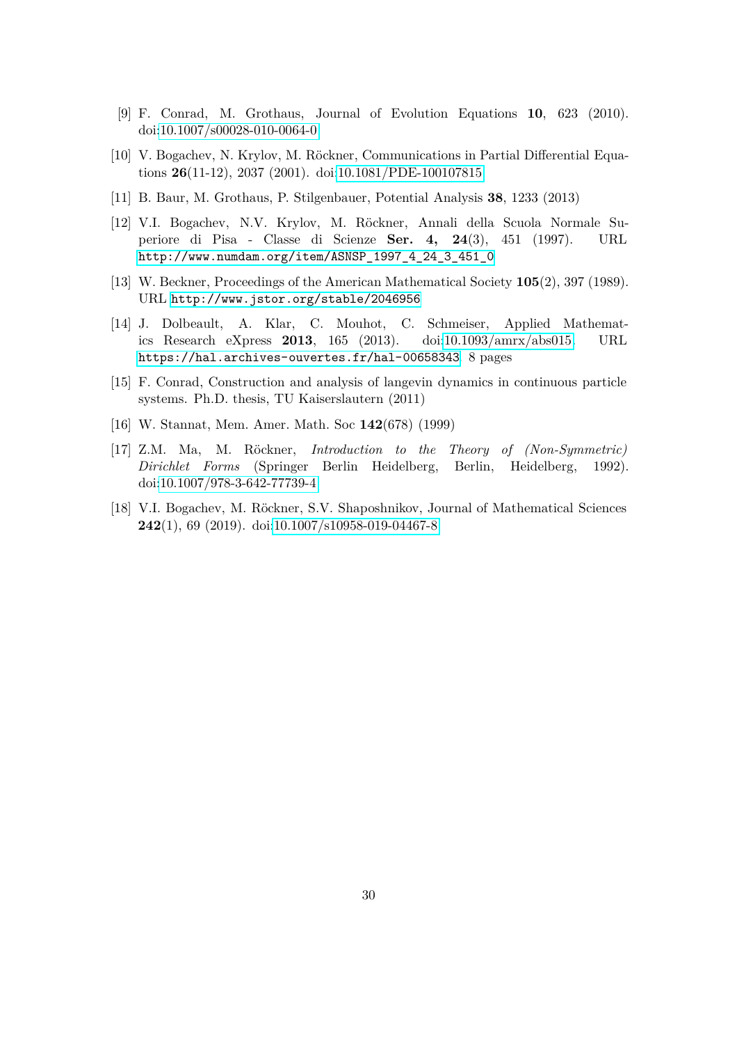[9] F. Conrad, M. Grothaus, Journal of Evolution Equations **10**, 623 (2010). doi:10.1007/s00028-010-0064-0

[10] V. Bogachev, N. Krylov, M. Röckner, Communications in Partial Differential Equations **26**(11-12), 2037 (2001). doi:10.1081/PDE-100107815

[11] B. Baur, M. Grothaus, P. Stilgenbauer, Potential Analysis **38**, 1233 (2013)

[12] V.I. Bogachev, N.V. Krylov, M. Röckner, Annali della Scuola Normale Superiore di Pisa - Classe di Scienze **Ser. 4, 24**(3), 451 (1997). URL `http://www.numdam.org/item/ASNSP_1997_4_24_3_451_0`

[13] W. Beckner, Proceedings of the American Mathematical Society **105**(2), 397 (1989). URL `http://www.jstor.org/stable/2046956`

[14] J. Dolbeault, A. Klar, C. Mouhot, C. Schmeiser, Applied Mathematics Research eXpress **2013**, 165 (2013). doi:10.1093/amrx/abs015. URL `https://hal.archives-ouvertes.fr/hal-00658343`. 8 pages

[15] F. Conrad, Construction and analysis of langevin dynamics in continuous particle systems. Ph.D. thesis, TU Kaiserslautern (2011)

[16] W. Stannat, Mem. Amer. Math. Soc **142**(678) (1999)

[17] Z.M. Ma, M. Röckner, *Introduction to the Theory of (Non-Symmetric) Dirichlet Forms* (Springer Berlin Heidelberg, Berlin, Heidelberg, 1992). doi:10.1007/978-3-642-77739-4

[18] V.I. Bogachev, M. Röckner, S.V. Shaposhnikov, Journal of Mathematical Sciences **242**(1), 69 (2019). doi:10.1007/s10958-019-04467-8